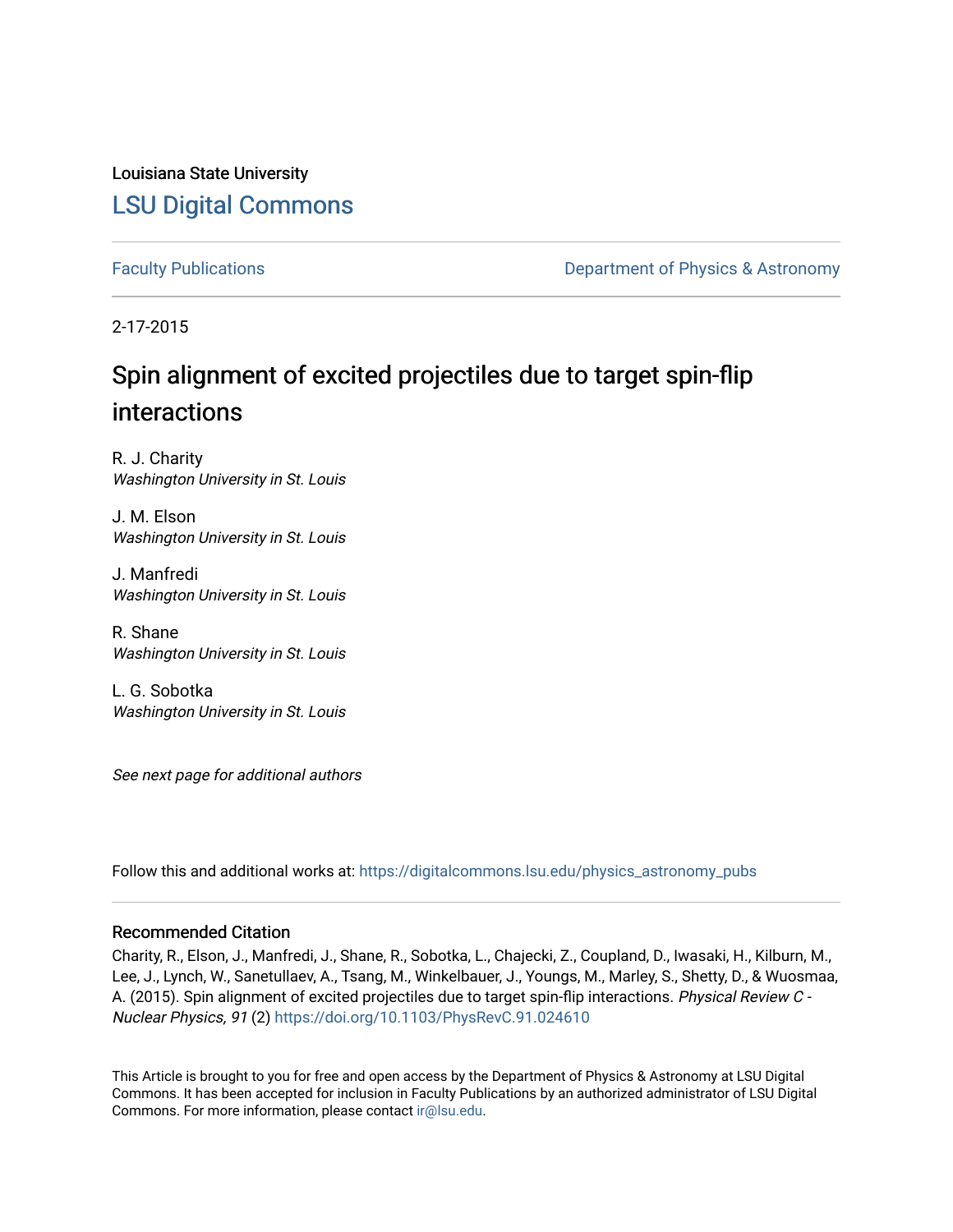Louisiana State University

# LSU Digital Commons

Faculty Publications | Department of Physics & Astronomy

2-17-2015

# Spin alignment of excited projectiles due to target spin-flip interactions

R. J. Charity
*Washington University in St. Louis*

J. M. Elson
*Washington University in St. Louis*

J. Manfredi
*Washington University in St. Louis*

R. Shane
*Washington University in St. Louis*

L. G. Sobotka
*Washington University in St. Louis*

*See next page for additional authors*

Follow this and additional works at: https://digitalcommons.lsu.edu/physics_astronomy_pubs

## Recommended Citation

Charity, R., Elson, J., Manfredi, J., Shane, R., Sobotka, L., Chajecki, Z., Coupland, D., Iwasaki, H., Kilburn, M., Lee, J., Lynch, W., Sanetullaev, A., Tsang, M., Winkelbauer, J., Youngs, M., Marley, S., Shetty, D., & Wuosmaa, A. (2015). Spin alignment of excited projectiles due to target spin-flip interactions. *Physical Review C - Nuclear Physics, 91* (2) https://doi.org/10.1103/PhysRevC.91.024610

This Article is brought to you for free and open access by the Department of Physics & Astronomy at LSU Digital Commons. It has been accepted for inclusion in Faculty Publications by an authorized administrator of LSU Digital Commons. For more information, please contact ir@lsu.edu.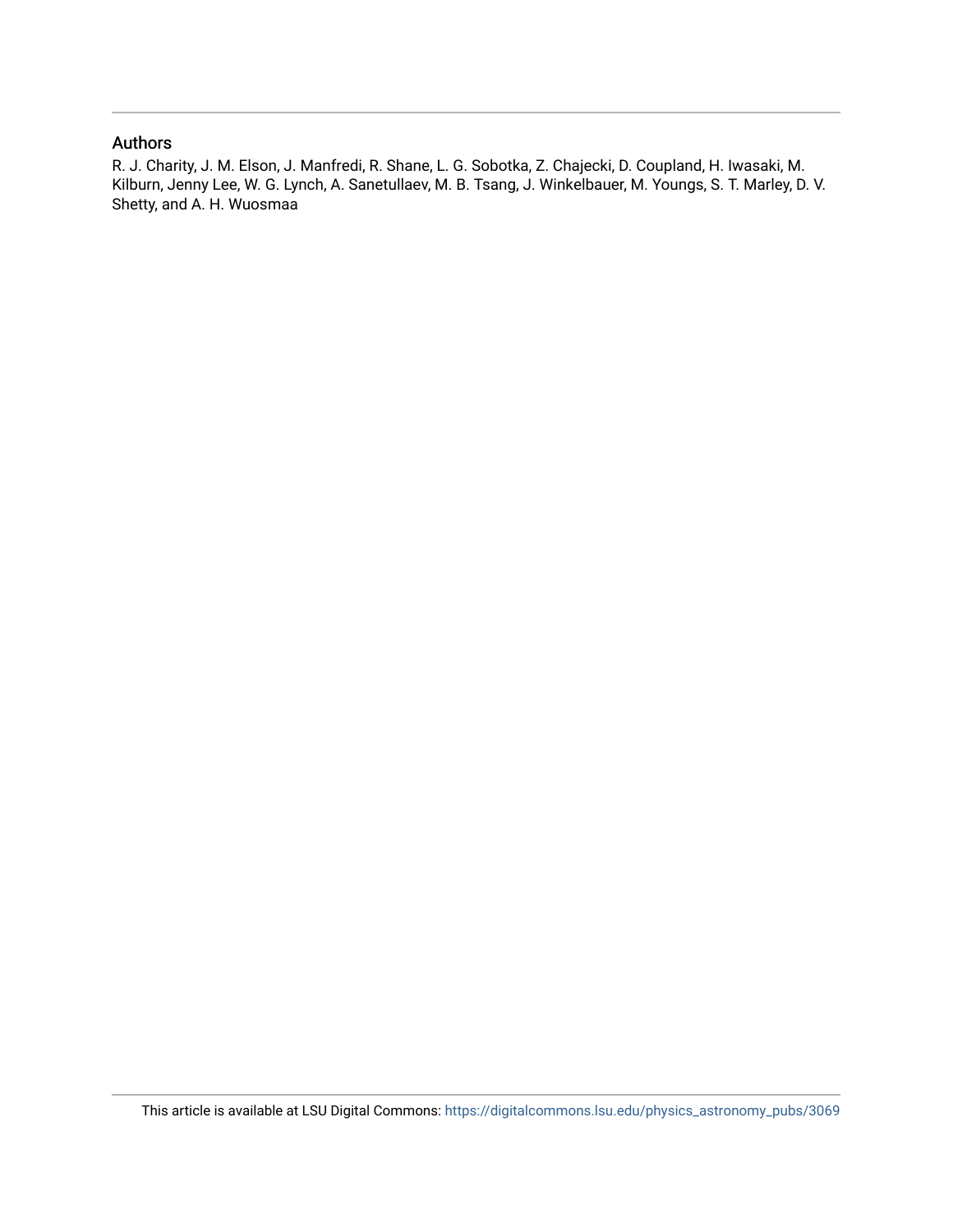## Authors

R. J. Charity, J. M. Elson, J. Manfredi, R. Shane, L. G. Sobotka, Z. Chajecki, D. Coupland, H. Iwasaki, M. Kilburn, Jenny Lee, W. G. Lynch, A. Sanetullaev, M. B. Tsang, J. Winkelbauer, M. Youngs, S. T. Marley, D. V. Shetty, and A. H. Wuosmaa

This article is available at LSU Digital Commons: https://digitalcommons.lsu.edu/physics_astronomy_pubs/3069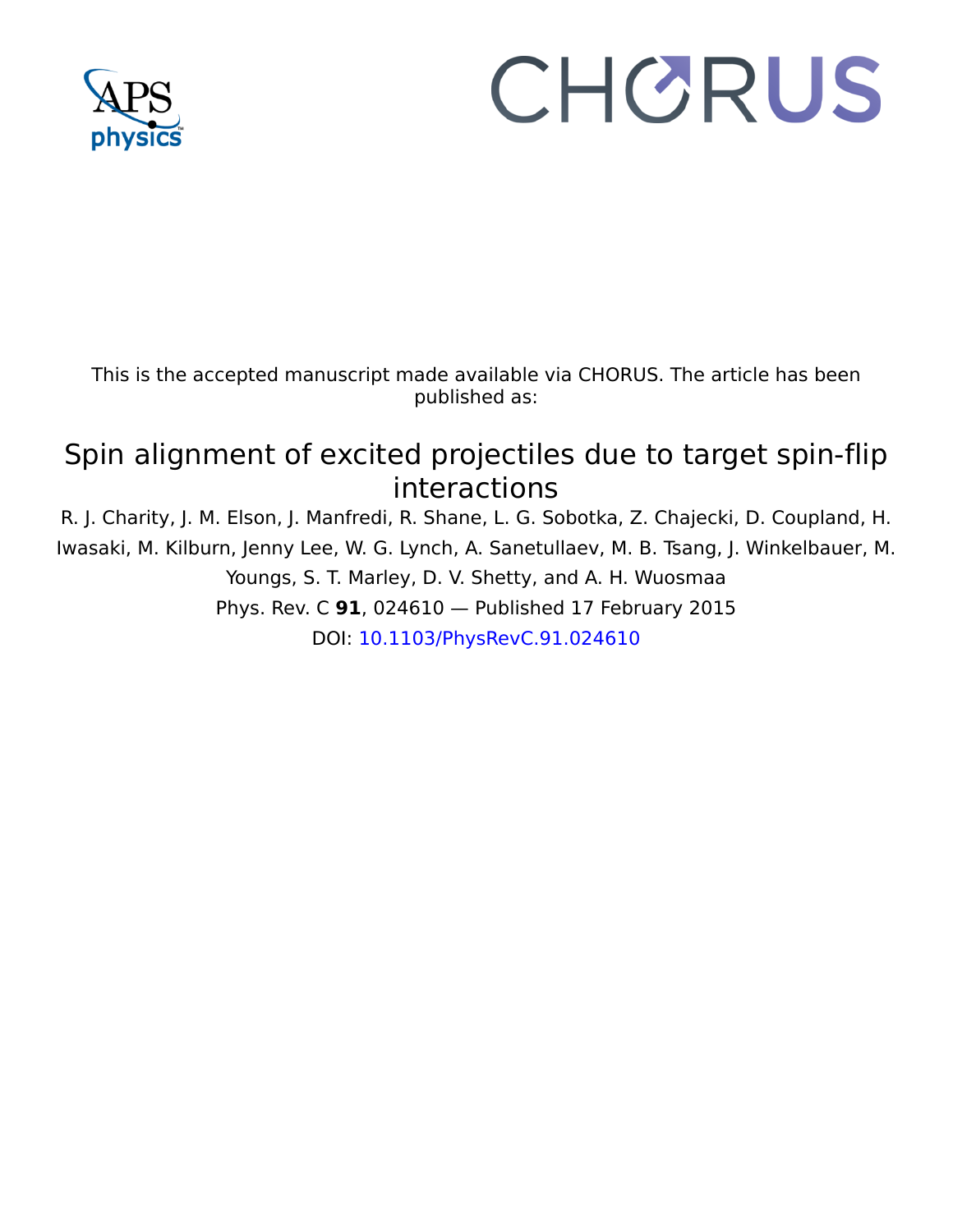This is the accepted manuscript made available via CHORUS. The article has been published as:

# Spin alignment of excited projectiles due to target spin-flip interactions

R. J. Charity, J. M. Elson, J. Manfredi, R. Shane, L. G. Sobotka, Z. Chajecki, D. Coupland, H. Iwasaki, M. Kilburn, Jenny Lee, W. G. Lynch, A. Sanetullaev, M. B. Tsang, J. Winkelbauer, M. Youngs, S. T. Marley, D. V. Shetty, and A. H. Wuosmaa

Phys. Rev. C **91**, 024610 — Published 17 February 2015

DOI: 10.1103/PhysRevC.91.024610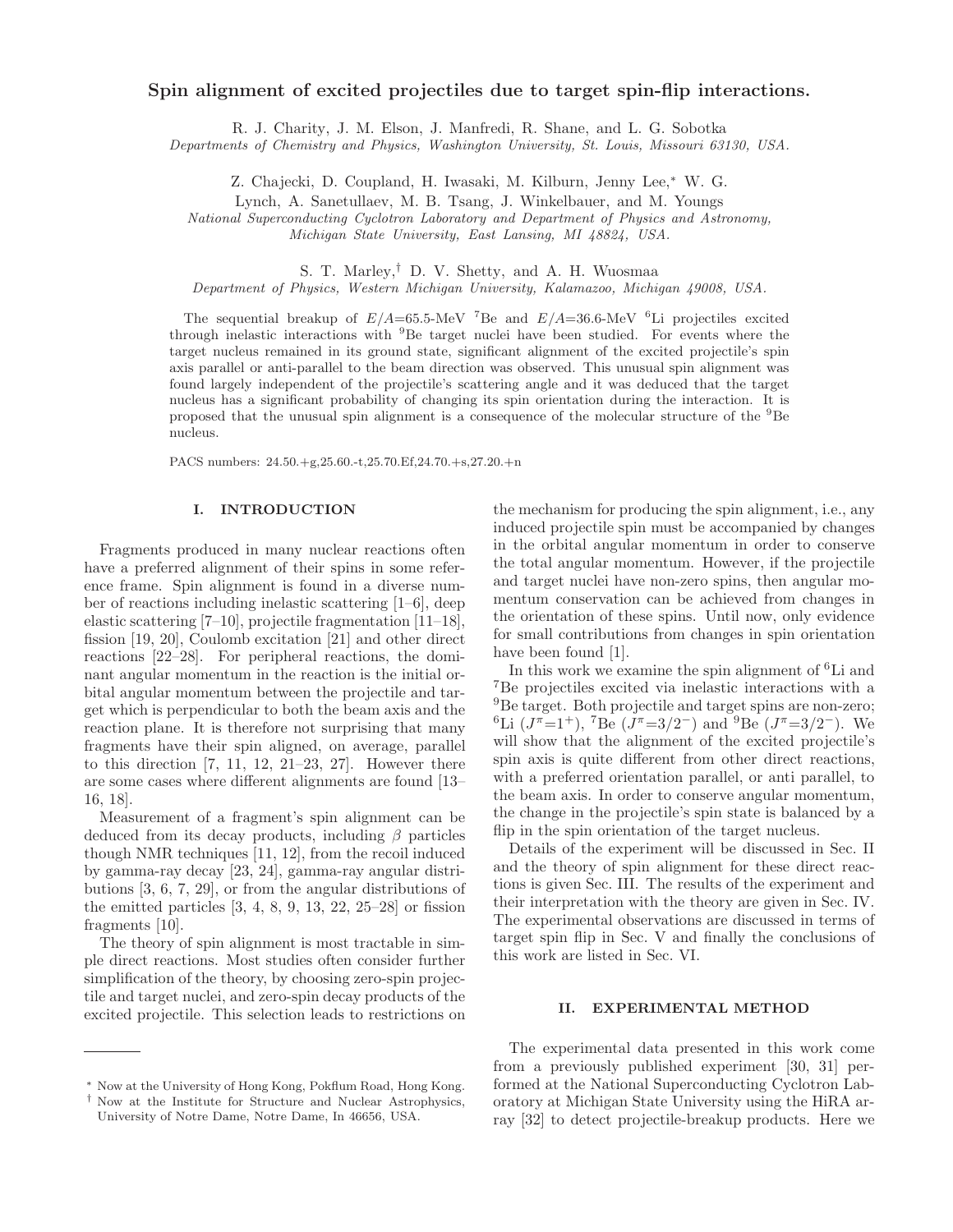# Spin alignment of excited projectiles due to target spin-flip interactions.

R. J. Charity, J. M. Elson, J. Manfredi, R. Shane, and L. G. Sobotka

*Departments of Chemistry and Physics, Washington University, St. Louis, Missouri 63130, USA.*

Z. Chajecki, D. Coupland, H. Iwasaki, M. Kilburn, Jenny Lee,[*] W. G. Lynch, A. Sanetullaev, M. B. Tsang, J. Winkelbauer, and M. Youngs

*National Superconducting Cyclotron Laboratory and Department of Physics and Astronomy, Michigan State University, East Lansing, MI 48824, USA.*

S. T. Marley,[†] D. V. Shetty, and A. H. Wuosmaa

*Department of Physics, Western Michigan University, Kalamazoo, Michigan 49008, USA.*

The sequential breakup of $E/A$=65.5-MeV $^{7}$Be and $E/A$=36.6-MeV $^{6}$Li projectiles excited through inelastic interactions with $^{9}$Be target nuclei have been studied. For events where the target nucleus remained in its ground state, significant alignment of the excited projectile's spin axis parallel or anti-parallel to the beam direction was observed. This unusual spin alignment was found largely independent of the projectile's scattering angle and it was deduced that the target nucleus has a significant probability of changing its spin orientation during the interaction. It is proposed that the unusual spin alignment is a consequence of the molecular structure of the $^{9}$Be nucleus.

PACS numbers: 24.50.+g,25.60.-t,25.70.Ef,24.70.+s,27.20.+n

## I. INTRODUCTION

Fragments produced in many nuclear reactions often have a preferred alignment of their spins in some reference frame. Spin alignment is found in a diverse number of reactions including inelastic scattering [1–6], deep elastic scattering [7–10], projectile fragmentation [11–18], fission [19, 20], Coulomb excitation [21] and other direct reactions [22–28]. For peripheral reactions, the dominant angular momentum in the reaction is the initial orbital angular momentum between the projectile and target which is perpendicular to both the beam axis and the reaction plane. It is therefore not surprising that many fragments have their spin aligned, on average, parallel to this direction [7, 11, 12, 21–23, 27]. However there are some cases where different alignments are found [13–16, 18].

Measurement of a fragment's spin alignment can be deduced from its decay products, including $\beta$ particles though NMR techniques [11, 12], from the recoil induced by gamma-ray decay [23, 24], gamma-ray angular distributions [3, 6, 7, 29], or from the angular distributions of the emitted particles [3, 4, 8, 9, 13, 22, 25–28] or fission fragments [10].

The theory of spin alignment is most tractable in simple direct reactions. Most studies often consider further simplification of the theory, by choosing zero-spin projectile and target nuclei, and zero-spin decay products of the excited projectile. This selection leads to restrictions on the mechanism for producing the spin alignment, i.e., any induced projectile spin must be accompanied by changes in the orbital angular momentum in order to conserve the total angular momentum. However, if the projectile and target nuclei have non-zero spins, then angular momentum conservation can be achieved from changes in the orientation of these spins. Until now, only evidence for small contributions from changes in spin orientation have been found [1].

In this work we examine the spin alignment of $^{6}$Li and $^{7}$Be projectiles excited via inelastic interactions with a $^{9}$Be target. Both projectile and target spins are non-zero; $^{6}$Li ($J^{\pi}$=1$^{+}$), $^{7}$Be ($J^{\pi}$=3/2$^{-}$) and $^{9}$Be ($J^{\pi}$=3/2$^{-}$). We will show that the alignment of the excited projectile's spin axis is quite different from other direct reactions, with a preferred orientation parallel, or anti parallel, to the beam axis. In order to conserve angular momentum, the change in the projectile's spin state is balanced by a flip in the spin orientation of the target nucleus.

Details of the experiment will be discussed in Sec. II and the theory of spin alignment for these direct reactions is given Sec. III. The results of the experiment and their interpretation with the theory are given in Sec. IV. The experimental observations are discussed in terms of target spin flip in Sec. V and finally the conclusions of this work are listed in Sec. VI.

## II. EXPERIMENTAL METHOD

The experimental data presented in this work come from a previously published experiment [30, 31] performed at the National Superconducting Cyclotron Laboratory at Michigan State University using the HiRA array [32] to detect projectile-breakup products. Here we

---

[*] Now at the University of Hong Kong, Pokflum Road, Hong Kong.

[†] Now at the Institute for Structure and Nuclear Astrophysics, University of Notre Dame, Notre Dame, In 46656, USA.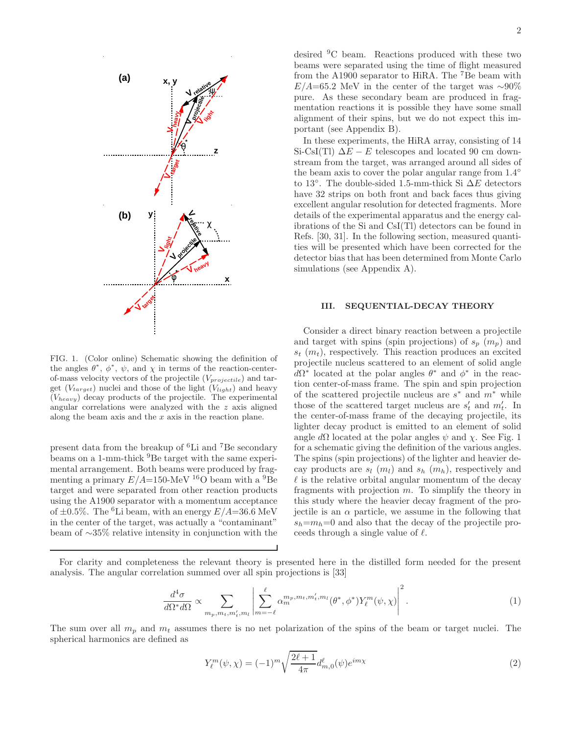FIG. 1. (Color online) Schematic showing the definition of the angles $\theta^*$, $\phi^*$, $\psi$, and $\chi$ in terms of the reaction-center-of-mass velocity vectors of the projectile ($V_{projectile}$) and target ($V_{target}$) nuclei and those of the light ($V_{light}$) and heavy ($V_{heavy}$) decay products of the projectile. The experimental angular correlations were analyzed with the $z$ axis aligned along the beam axis and the $x$ axis in the reaction plane.

present data from the breakup of $^6$Li and $^7$Be secondary beams on a 1-mm-thick $^9$Be target with the same experimental arrangement. Both beams were produced by fragmenting a primary $E/A$=150-MeV $^{16}$O beam with a $^9$Be target and were separated from other reaction products using the A1900 separator with a momentum acceptance of $\pm$0.5%. The $^6$Li beam, with an energy $E/A$=36.6 MeV in the center of the target, was actually a "contaminant" beam of $\sim$35% relative intensity in conjunction with the desired $^9$C beam. Reactions produced with these two beams were separated using the time of flight measured from the A1900 separator to HiRA. The $^7$Be beam with $E/A$=65.2 MeV in the center of the target was $\sim$90% pure. As these secondary beam are produced in fragmentation reactions it is possible they have some small alignment of their spins, but we do not expect this important (see Appendix B).

In these experiments, the HiRA array, consisting of 14 Si-CsI(Tl) $\Delta E-E$ telescopes and located 90 cm downstream from the target, was arranged around all sides of the beam axis to cover the polar angular range from 1.4° to 13°. The double-sided 1.5-mm-thick Si $\Delta E$ detectors have 32 strips on both front and back faces thus giving excellent angular resolution for detected fragments. More details of the experimental apparatus and the energy calibrations of the Si and CsI(Tl) detectors can be found in Refs. [30, 31]. In the following section, measured quantities will be presented which have been corrected for the detector bias that has been determined from Monte Carlo simulations (see Appendix A).

## III. SEQUENTIAL-DECAY THEORY

Consider a direct binary reaction between a projectile and target with spins (spin projections) of $s_p$ ($m_p$) and $s_t$ ($m_t$), respectively. This reaction produces an excited projectile nucleus scattered to an element of solid angle $d\Omega^*$ located at the polar angles $\theta^*$ and $\phi^*$ in the reaction center-of-mass frame. The spin and spin projection of the scattered projectile nucleus are $s^*$ and $m^*$ while those of the scattered target nucleus are $s_t'$ and $m_t'$. In the center-of-mass frame of the decaying projectile, its lighter decay product is emitted to an element of solid angle $d\Omega$ located at the polar angles $\psi$ and $\chi$. See Fig. 1 for a schematic giving the definition of the various angles. The spins (spin projections) of the lighter and heavier decay products are $s_l$ ($m_l$) and $s_h$ ($m_h$), respectively and $\ell$ is the relative orbital angular momentum of the decay fragments with projection $m$. To simplify the theory in this study where the heavier decay fragment of the projectile is an $\alpha$ particle, we assume in the following that $s_h$=$m_h$=0 and also that the decay of the projectile proceeds through a single value of $\ell$.

For clarity and completeness the relevant theory is presented here in the distilled form needed for the present analysis. The angular correlation summed over all spin projections is [33]

$$\frac{d^4\sigma}{d\Omega^* d\Omega} \propto \sum_{m_p,m_t,m_t',m_l} \left| \sum_{m=-\ell}^{\ell} \alpha_m^{m_p,m_t,m_t',m_l}(\theta^*,\phi^*) Y_\ell^m(\psi,\chi) \right|^2. \tag{1}$$

The sum over all $m_p$ and $m_t$ assumes there is no net polarization of the spins of the beam or target nuclei. The spherical harmonics are defined as

$$Y_\ell^m(\psi,\chi) = (-1)^m \sqrt{\frac{2\ell+1}{4\pi}} d_{m,0}^{\ell}(\psi) e^{im\chi} \tag{2}$$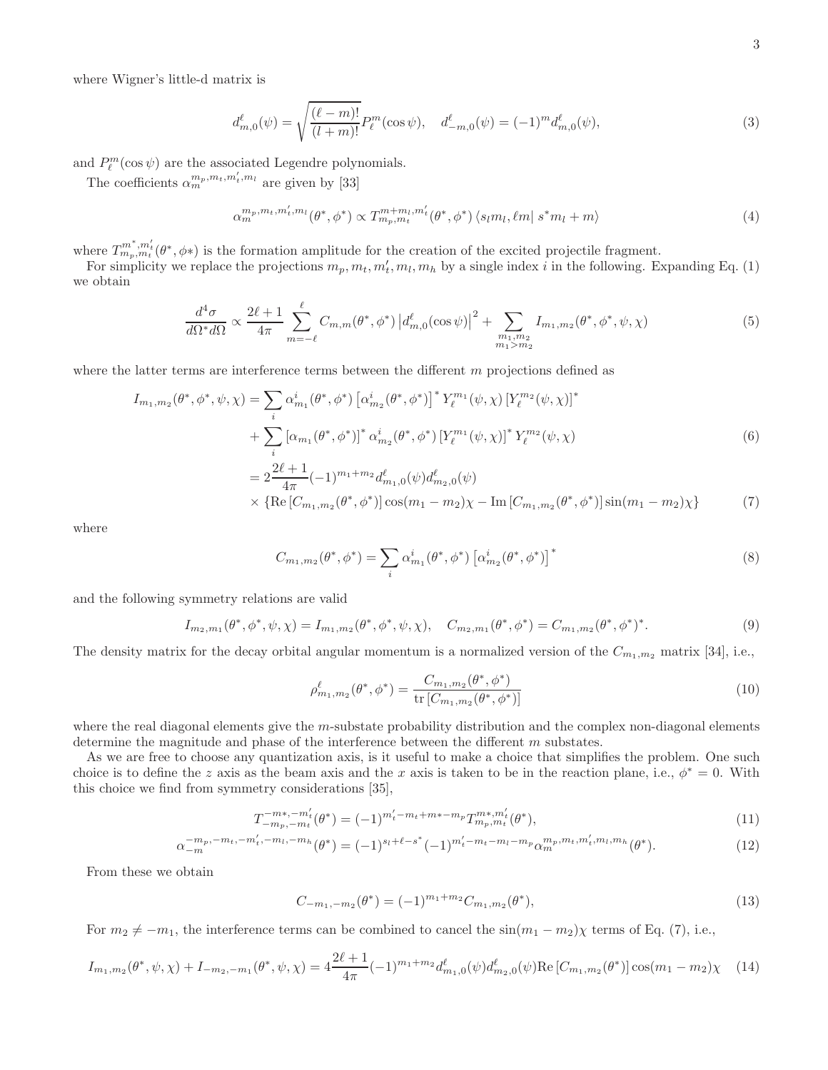where Wigner's little-d matrix is

$$d_{m,0}^{\ell}(\psi) = \sqrt{\frac{(\ell-m)!}{(l+m)!}} P_{\ell}^{m}(\cos\psi), \quad d_{-m,0}^{\ell}(\psi) = (-1)^m d_{m,0}^{\ell}(\psi), \tag{3}$$

and $P_{\ell}^{m}(\cos\psi)$ are the associated Legendre polynomials.

The coefficients $\alpha_m^{m_p,m_t,m_t',m_l}$ are given by [33]

$$\alpha_m^{m_p,m_t,m_t',m_l}(\theta^*,\phi^*) \propto T_{m_p,m_t}^{m+m_l,m_t'}(\theta^*,\phi^*) \left\langle s_l m_l, \ell m \right| s^* m_l + m \rangle \tag{4}$$

where $T_{m_p,m_t}^{m^*,m_t'}(\theta^*,\phi*)$ is the formation amplitude for the creation of the excited projectile fragment.

For simplicity we replace the projections $m_p, m_t, m_t', m_l, m_h$ by a single index $i$ in the following. Expanding Eq. (1) we obtain

$$\frac{d^4\sigma}{d\Omega^* d\Omega} \propto \frac{2\ell+1}{4\pi} \sum_{m=-\ell}^{\ell} C_{m,m}(\theta^*,\phi^*) \left| d_{m,0}^{\ell}(\cos\psi) \right|^2 + \sum_{\substack{m_1,m_2 \\ m_1>m_2}} I_{m_1,m_2}(\theta^*,\phi^*,\psi,\chi) \tag{5}$$

where the latter terms are interference terms between the different $m$ projections defined as

$$\begin{aligned} I_{m_1,m_2}(\theta^*,\phi^*,\psi,\chi) &= \sum_i \alpha_{m_1}^i(\theta^*,\phi^*) \left[\alpha_{m_2}^i(\theta^*,\phi^*)\right]^* Y_{\ell}^{m_1}(\psi,\chi) \left[Y_{\ell}^{m_2}(\psi,\chi)\right]^* \\ &+ \sum_i \left[\alpha_{m_1}(\theta^*,\phi^*)\right]^* \alpha_{m_2}^i(\theta^*,\phi^*) \left[Y_{\ell}^{m_1}(\psi,\chi)\right]^* Y_{\ell}^{m_2}(\psi,\chi) \qquad (6) \\ &= 2\frac{2\ell+1}{4\pi}(-1)^{m_1+m_2} d_{m_1,0}^{\ell}(\psi) d_{m_2,0}^{\ell}(\psi) \\ &\times \left\{ \mathrm{Re}\left[C_{m_1,m_2}(\theta^*,\phi^*)\right] \cos(m_1-m_2)\chi - \mathrm{Im}\left[C_{m_1,m_2}(\theta^*,\phi^*)\right] \sin(m_1-m_2)\chi \right\} \qquad (7) \end{aligned}$$

where

$$C_{m_1,m_2}(\theta^*,\phi^*) = \sum_i \alpha_{m_1}^i(\theta^*,\phi^*) \left[\alpha_{m_2}^i(\theta^*,\phi^*)\right]^* \tag{8}$$

and the following symmetry relations are valid

$$I_{m_2,m_1}(\theta^*,\phi^*,\psi,\chi) = I_{m_1,m_2}(\theta^*,\phi^*,\psi,\chi), \quad C_{m_2,m_1}(\theta^*,\phi^*) = C_{m_1,m_2}(\theta^*,\phi^*)^*. \tag{9}$$

The density matrix for the decay orbital angular momentum is a normalized version of the $C_{m_1,m_2}$ matrix [34], i.e.,

$$\rho_{m_1,m_2}^{\ell}(\theta^*,\phi^*) = \frac{C_{m_1,m_2}(\theta^*,\phi^*)}{\mathrm{tr}\left[C_{m_1,m_2}(\theta^*,\phi^*)\right]} \tag{10}$$

where the real diagonal elements give the $m$-substate probability distribution and the complex non-diagonal elements determine the magnitude and phase of the interference between the different $m$ substates.

As we are free to choose any quantization axis, is it useful to make a choice that simplifies the problem. One such choice is to define the $z$ axis as the beam axis and the $x$ axis is taken to be in the reaction plane, i.e., $\phi^* = 0$. With this choice we find from symmetry considerations [35],

$$T_{-m_p,-m_t}^{-m*,-m_t'}(\theta^*) = (-1)^{m_t'-m_t+m*-m_p} T_{m_p,m_t}^{m*,m_t'}(\theta^*), \tag{11}$$

$$\alpha_{-m}^{-m_p,-m_t,-m_t',-m_l,-m_h}(\theta^*) = (-1)^{s_l+\ell-s^*}(-1)^{m_t'-m_t-m_l-m_p} \alpha_m^{m_p,m_t,m_t',m_l,m_h}(\theta^*). \tag{12}$$

From these we obtain

$$C_{-m_1,-m_2}(\theta^*) = (-1)^{m_1+m_2} C_{m_1,m_2}(\theta^*), \tag{13}$$

For $m_2 \neq -m_1$, the interference terms can be combined to cancel the $\sin(m_1-m_2)\chi$ terms of Eq. (7), i.e.,

$$I_{m_1,m_2}(\theta^*,\psi,\chi) + I_{-m_2,-m_1}(\theta^*,\psi,\chi) = 4\frac{2\ell+1}{4\pi}(-1)^{m_1+m_2} d_{m_1,0}^{\ell}(\psi) d_{m_2,0}^{\ell}(\psi) \mathrm{Re}\left[C_{m_1,m_2}(\theta^*)\right] \cos(m_1-m_2)\chi \tag{14}$$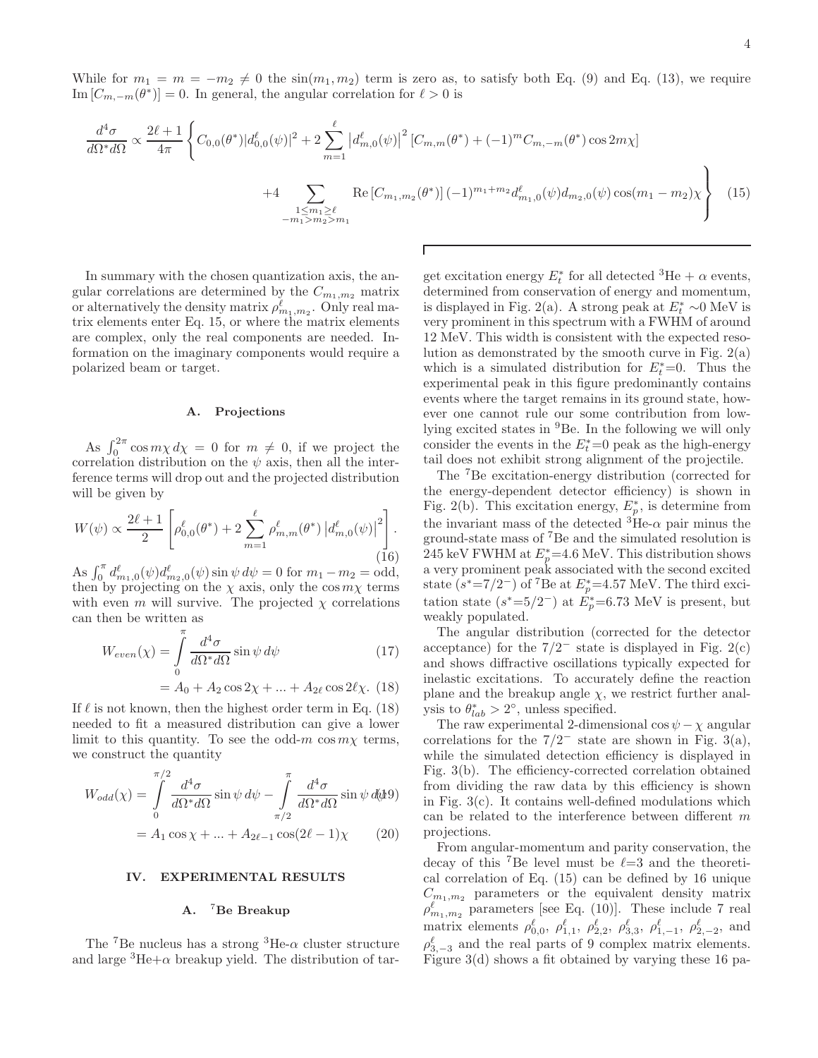While for $m_1 = m = -m_2 \neq 0$ the $\sin(m_1, m_2)$ term is zero as, to satisfy both Eq. (9) and Eq. (13), we require $\mathrm{Im}\left[C_{m,-m}(\theta^*)\right] = 0$. In general, the angular correlation for $\ell > 0$ is

$$\frac{d^4\sigma}{d\Omega^* d\Omega} \propto \frac{2\ell+1}{4\pi} \left\{ C_{0,0}(\theta^*) |d^\ell_{0,0}(\psi)|^2 + 2\sum_{m=1}^{\ell} \left|d^\ell_{m,0}(\psi)\right|^2 \left[C_{m,m}(\theta^*) + (-1)^m C_{m,-m}(\theta^*) \cos 2m\chi\right] \right.$$
$$\left. +4 \sum_{\substack{1 \leq m_1 \geq \ell \\ -m_1 > m_2 > m_1}} \mathrm{Re}\left[C_{m_1,m_2}(\theta^*)\right] (-1)^{m_1+m_2} d^\ell_{m_1,0}(\psi) d_{m_2,0}(\psi) \cos(m_1 - m_2)\chi \right\} \quad (15)$$

In summary with the chosen quantization axis, the angular correlations are determined by the $C_{m_1,m_2}$ matrix or alternatively the density matrix $\rho^\ell_{m_1,m_2}$. Only real matrix elements enter Eq. 15, or where the matrix elements are complex, only the real components are needed. Information on the imaginary components would require a polarized beam or target.

### A. Projections

As $\int_0^{2\pi} \cos m\chi \, d\chi = 0$ for $m \neq 0$, if we project the correlation distribution on the $\psi$ axis, then all the interference terms will drop out and the projected distribution will be given by

$$W(\psi) \propto \frac{2\ell+1}{2} \left[ \rho^\ell_{0,0}(\theta^*) + 2\sum_{m=1}^{\ell} \rho^\ell_{m,m}(\theta^*) \left|d^\ell_{m,0}(\psi)\right|^2 \right]. \quad (16)$$

As $\int_0^\pi d^\ell_{m_1,0}(\psi) d^\ell_{m_2,0}(\psi) \sin\psi \, d\psi = 0$ for $m_1 - m_2 =$ odd, then by projecting on the $\chi$ axis, only the $\cos m\chi$ terms with even $m$ will survive. The projected $\chi$ correlations can then be written as

$$W_{even}(\chi) = \int_0^\pi \frac{d^4\sigma}{d\Omega^* d\Omega} \sin\psi \, d\psi \quad (17)$$
$$= A_0 + A_2 \cos 2\chi + ... + A_{2\ell} \cos 2\ell\chi. \quad (18)$$

If $\ell$ is not known, then the highest order term in Eq. (18) needed to fit a measured distribution can give a lower limit to this quantity. To see the odd-$m$ $\cos m\chi$ terms, we construct the quantity

$$W_{odd}(\chi) = \int_0^{\pi/2} \frac{d^4\sigma}{d\Omega^* d\Omega} \sin\psi \, d\psi - \int_{\pi/2}^{\pi} \frac{d^4\sigma}{d\Omega^* d\Omega} \sin\psi \, d\psi \quad (19)$$
$$= A_1 \cos\chi + ... + A_{2\ell-1} \cos(2\ell-1)\chi \quad (20)$$

## IV. EXPERIMENTAL RESULTS

### A. $^7$Be Breakup

The $^7$Be nucleus has a strong $^3$He-$\alpha$ cluster structure and large $^3$He+$\alpha$ breakup yield. The distribution of target excitation energy $E^*_t$ for all detected $^3$He + $\alpha$ events, determined from conservation of energy and momentum, is displayed in Fig. 2(a). A strong peak at $E^*_t \sim$0 MeV is very prominent in this spectrum with a FWHM of around 12 MeV. This width is consistent with the expected resolution as demonstrated by the smooth curve in Fig. 2(a) which is a simulated distribution for $E^*_t$=0. Thus the experimental peak in this figure predominantly contains events where the target remains in its ground state, however one cannot rule our some contribution from low-lying excited states in $^9$Be. In the following we will only consider the events in the $E^*_t$=0 peak as the high-energy tail does not exhibit strong alignment of the projectile.

The $^7$Be excitation-energy distribution (corrected for the energy-dependent detector efficiency) is shown in Fig. 2(b). This excitation energy, $E^*_p$, is determine from the invariant mass of the detected $^3$He-$\alpha$ pair minus the ground-state mass of $^7$Be and the simulated resolution is 245 keV FWHM at $E^*_p$=4.6 MeV. This distribution shows a very prominent peak associated with the second excited state ($s^*$=7/2$^-$) of $^7$Be at $E^*_p$=4.57 MeV. The third excitation state ($s^*$=5/2$^-$) at $E^*_p$=6.73 MeV is present, but weakly populated.

The angular distribution (corrected for the detector acceptance) for the 7/2$^-$ state is displayed in Fig. 2(c) and shows diffractive oscillations typically expected for inelastic excitations. To accurately define the reaction plane and the breakup angle $\chi$, we restrict further analysis to $\theta^*_{lab} > 2°$, unless specified.

The raw experimental 2-dimensional $\cos\psi - \chi$ angular correlations for the 7/2$^-$ state are shown in Fig. 3(a), while the simulated detection efficiency is displayed in Fig. 3(b). The efficiency-corrected correlation obtained from dividing the raw data by this efficiency is shown in Fig. 3(c). It contains well-defined modulations which can be related to the interference between different $m$ projections.

From angular-momentum and parity conservation, the decay of this $^7$Be level must be $\ell$=3 and the theoretical correlation of Eq. (15) can be defined by 16 unique $C_{m_1,m_2}$ parameters or the equivalent density matrix $\rho^\ell_{m_1,m_2}$ parameters [see Eq. (10)]. These include 7 real matrix elements $\rho^\ell_{0,0}$, $\rho^\ell_{1,1}$, $\rho^\ell_{2,2}$, $\rho^\ell_{3,3}$, $\rho^\ell_{1,-1}$, $\rho^\ell_{2,-2}$, and $\rho^\ell_{3,-3}$ and the real parts of 9 complex matrix elements. Figure 3(d) shows a fit obtained by varying these 16 pa-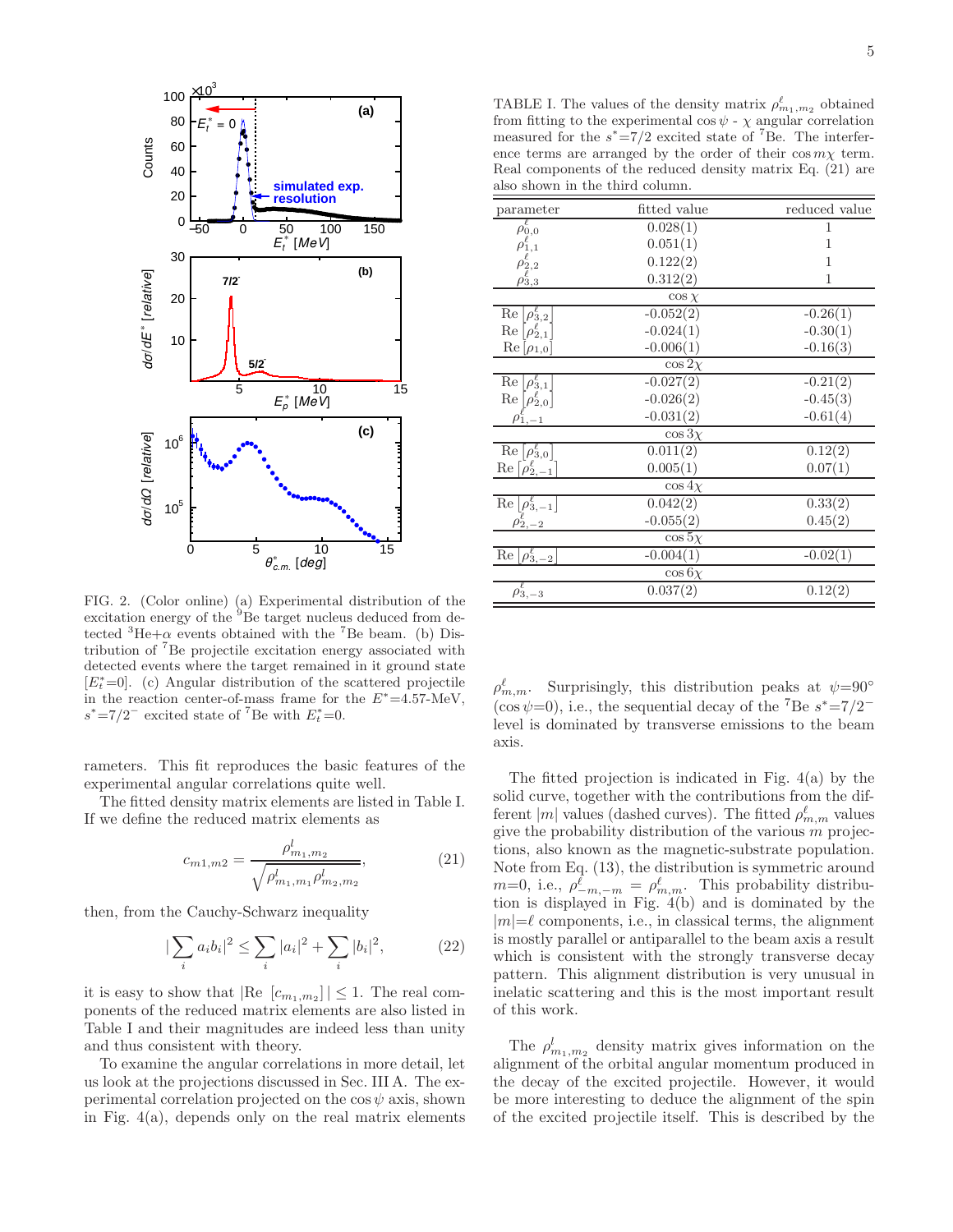FIG. 2. (Color online) (a) Experimental distribution of the excitation energy of the $^{9}$Be target nucleus deduced from detected $^{3}$He+$\alpha$ events obtained with the $^{7}$Be beam. (b) Distribution of $^{7}$Be projectile excitation energy associated with detected events where the target remained in it ground state [$E_t^*$=0]. (c) Angular distribution of the scattered projectile in the reaction center-of-mass frame for the $E^*$=4.57-MeV, $s^*$=7/2$^-$ excited state of $^{7}$Be with $E_t^*$=0.

rameters. This fit reproduces the basic features of the experimental angular correlations quite well.

The fitted density matrix elements are listed in Table I. If we define the reduced matrix elements as

$$c_{m1,m2} = \frac{\rho^l_{m_1,m_2}}{\sqrt{\rho^l_{m_1,m_1}\rho^l_{m_2,m_2}}}, \tag{21}$$

then, from the Cauchy-Schwarz inequality

$$|\sum_i a_i b_i|^2 \leq \sum_i |a_i|^2 + \sum_i |b_i|^2, \tag{22}$$

it is easy to show that $|\text{Re }[c_{m_1,m_2}]| \leq 1$. The real components of the reduced matrix elements are also listed in Table I and their magnitudes are indeed less than unity and thus consistent with theory.

To examine the angular correlations in more detail, let us look at the projections discussed in Sec. III A. The experimental correlation projected on the $\cos\psi$ axis, shown in Fig. 4(a), depends only on the real matrix elements $\rho^\ell_{m,m}$. Surprisingly, this distribution peaks at $\psi$=90° ($\cos\psi$=0), i.e., the sequential decay of the $^{7}$Be $s^*$=7/2$^-$ level is dominated by transverse emissions to the beam axis.

TABLE I. The values of the density matrix $\rho^\ell_{m_1,m_2}$ obtained from fitting to the experimental $\cos\psi$ - $\chi$ angular correlation measured for the $s^*$=7/2 excited state of $^{7}$Be. The interference terms are arranged by the order of their $\cos m\chi$ term. Real components of the reduced density matrix Eq. (21) are also shown in the third column.

| parameter | fitted value | reduced value |
|---|---|---|
| $\rho^\ell_{0,0}$ | 0.028(1) | 1 |
| $\rho^\ell_{1,1}$ | 0.051(1) | 1 |
| $\rho^\ell_{2,2}$ | 0.122(2) | 1 |
| $\rho^\ell_{3,3}$ | 0.312(2) | 1 |
| | $\cos\chi$ | |
| Re $[\rho^\ell_{3,2}]$ | -0.052(2) | -0.26(1) |
| Re $[\rho^\ell_{2,1}]$ | -0.024(1) | -0.30(1) |
| Re $[\rho_{1,0}]$ | -0.006(1) | -0.16(3) |
| | $\cos 2\chi$ | |
| Re $[\rho^\ell_{3,1}]$ | -0.027(2) | -0.21(2) |
| Re $[\rho^\ell_{2,0}]$ | -0.026(2) | -0.45(3) |
| $\rho^\ell_{1,-1}$ | -0.031(2) | -0.61(4) |
| | $\cos 3\chi$ | |
| Re $[\rho^\ell_{3,0}]$ | 0.011(2) | 0.12(2) |
| Re $[\rho^\ell_{2,-1}]$ | 0.005(1) | 0.07(1) |
| | $\cos 4\chi$ | |
| Re $[\rho^\ell_{3,-1}]$ | 0.042(2) | 0.33(2) |
| $\rho^\ell_{2,-2}$ | -0.055(2) | 0.45(2) |
| | $\cos 5\chi$ | |
| Re $[\rho^\ell_{3,-2}]$ | -0.004(1) | -0.02(1) |
| | $\cos 6\chi$ | |
| $\rho^\ell_{3,-3}$ | 0.037(2) | 0.12(2) |

The fitted projection is indicated in Fig. 4(a) by the solid curve, together with the contributions from the different $|m|$ values (dashed curves). The fitted $\rho^\ell_{m,m}$ values give the probability distribution of the various $m$ projections, also known as the magnetic-substrate population. Note from Eq. (13), the distribution is symmetric around $m$=0, i.e., $\rho^\ell_{-m,-m} = \rho^\ell_{m,m}$. This probability distribution is displayed in Fig. 4(b) and is dominated by the $|m|$=$\ell$ components, i.e., in classical terms, the alignment is mostly parallel or antiparallel to the beam axis a result which is consistent with the strongly transverse decay pattern. This alignment distribution is very unusual in inelatic scattering and this is the most important result of this work.

The $\rho^l_{m_1,m_2}$ density matrix gives information on the alignment of the orbital angular momentum produced in the decay of the excited projectile. However, it would be more interesting to deduce the alignment of the spin of the excited projectile itself. This is described by the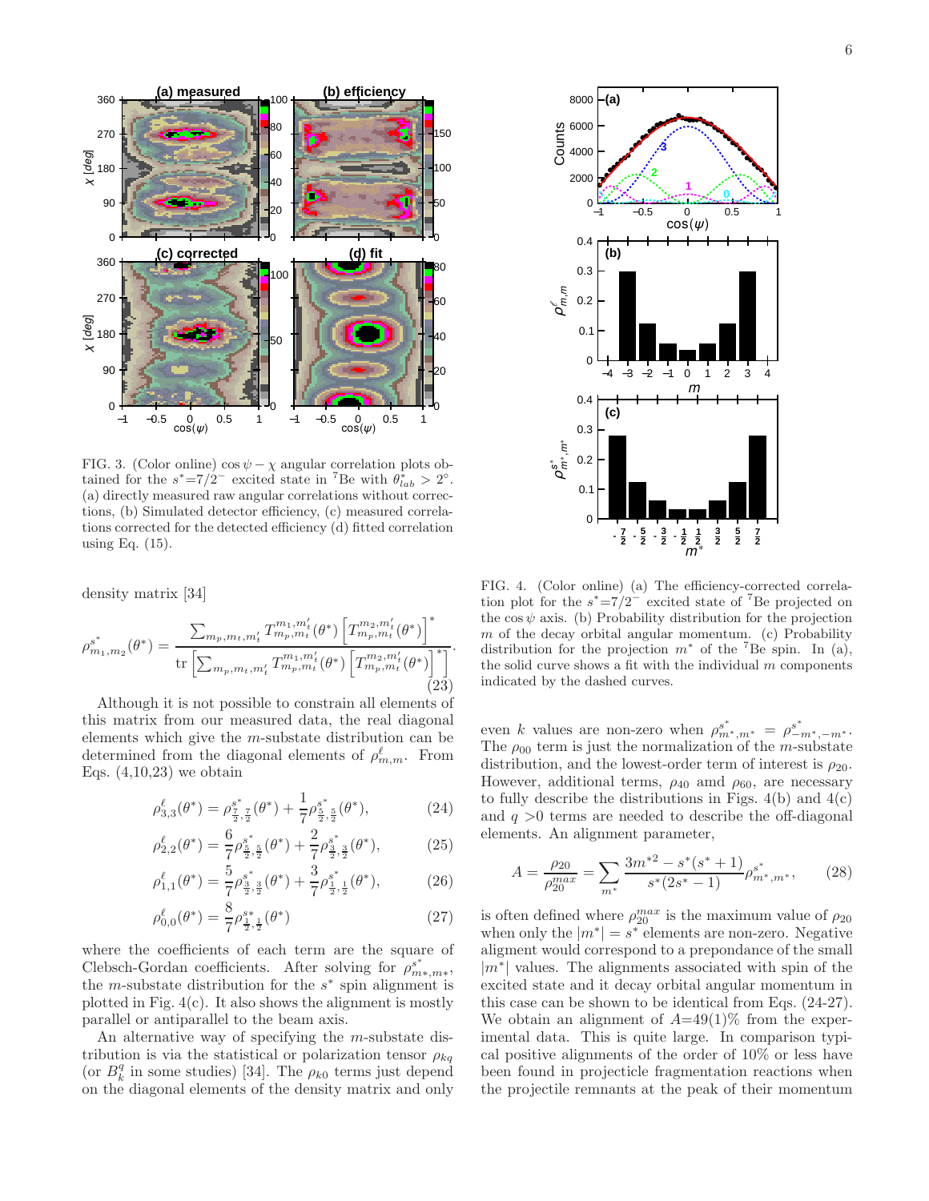FIG. 3. (Color online) $\cos\psi - \chi$ angular correlation plots obtained for the $s^*$=7/2$^-$ excited state in $^7$Be with $\theta^*_{lab} > 2°$. (a) directly measured raw angular correlations without corrections, (b) Simulated detector efficiency, (c) measured correlations corrected for the detected efficiency (d) fitted correlation using Eq. (15).

density matrix [34]

$$\rho^{s^*}_{m_1,m_2}(\theta^*) = \frac{\sum_{m_p,m_t,m'_t} T^{m_1,m'_t}_{m_p,m_t}(\theta^*)\left[T^{m_2,m'_t}_{m_p,m_t}(\theta^*)\right]^*}{\mathrm{tr}\left[\sum_{m_p,m_t,m'_t} T^{m_1,m'_t}_{m_p,m_t}(\theta^*)\left[T^{m_2,m'_t}_{m_p,m_t}(\theta^*)\right]^*\right]}. \tag{23}$$

Although it is not possible to constrain all elements of this matrix from our measured data, the real diagonal elements which give the $m$-substate distribution can be determined from the diagonal elements of $\rho^\ell_{m,m}$. From Eqs. (4,10,23) we obtain

$$\rho^\ell_{3,3}(\theta^*) = \rho^{s^*}_{\frac{7}{2},\frac{7}{2}}(\theta^*) + \frac{1}{7}\rho^{s^*}_{\frac{5}{2},\frac{5}{2}}(\theta^*), \tag{24}$$

$$\rho^\ell_{2,2}(\theta^*) = \frac{6}{7}\rho^{s^*}_{\frac{5}{2},\frac{5}{2}}(\theta^*) + \frac{2}{7}\rho^{s^*}_{\frac{3}{2},\frac{3}{2}}(\theta^*), \tag{25}$$

$$\rho^\ell_{1,1}(\theta^*) = \frac{5}{7}\rho^{s^*}_{\frac{3}{2},\frac{3}{2}}(\theta^*) + \frac{3}{7}\rho^{s^*}_{\frac{1}{2},\frac{1}{2}}(\theta^*), \tag{26}$$

$$\rho^\ell_{0,0}(\theta^*) = \frac{8}{7}\rho^{s*}_{\frac{1}{2},\frac{1}{2}}(\theta^*) \tag{27}$$

where the coefficients of each term are the square of Clebsch-Gordan coefficients. After solving for $\rho^{s^*}_{m*,m*}$, the $m$-substate distribution for the $s^*$ spin alignment is plotted in Fig. 4(c). It also shows the alignment is mostly parallel or antiparallel to the beam axis.

An alternative way of specifying the $m$-substate distribution is via the statistical or polarization tensor $\rho_{kq}$ (or $B^q_k$ in some studies) [34]. The $\rho_{k0}$ terms just depend on the diagonal elements of the density matrix and only even $k$ values are non-zero when $\rho^{s^*}_{m^*,m^*} = \rho^{s^*}_{-m^*,-m^*}$. The $\rho_{00}$ term is just the normalization of the $m$-substate distribution, and the lowest-order term of interest is $\rho_{20}$. However, additional terms, $\rho_{40}$ amd $\rho_{60}$, are necessary to fully describe the distributions in Figs. 4(b) and 4(c) and $q$ >0 terms are needed to describe the off-diagonal elements. An alignment parameter,

$$A = \frac{\rho_{20}}{\rho^{max}_{20}} = \sum_{m^*} \frac{3m^{*2} - s^*(s^*+1)}{s^*(2s^*-1)}\rho^{s^*}_{m^*,m^*}, \tag{28}$$

is often defined where $\rho^{max}_{20}$ is the maximum value of $\rho_{20}$ when only the $|m^*| = s^*$ elements are non-zero. Negative alignment would correspond to a prepondance of the small $|m^*|$ values. The alignments associated with spin of the excited state and it decay orbital angular momentum in this case can be shown to be identical from Eqs. (24-27). We obtain an alignment of $A$=49(1)% from the experimental data. This is quite large. In comparison typical positive alignments of the order of 10% or less have been found in projecticle fragmentation reactions when the projectile remnants at the peak of their momentum

FIG. 4. (Color online) (a) The efficiency-corrected correlation plot for the $s^*$=7/2$^-$ excited state of $^7$Be projected on the $\cos\psi$ axis. (b) Probability distribution for the projection $m$ of the decay orbital angular momentum. (c) Probability distribution for the projection $m^*$ of the $^7$Be spin. In (a), the solid curve shows a fit with the individual $m$ components indicated by the dashed curves.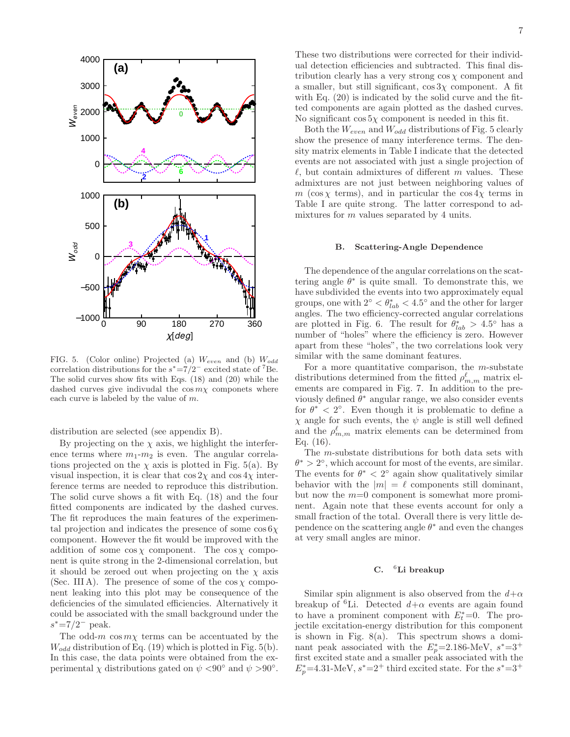FIG. 5. (Color online) Projected (a) $W_{even}$ and (b) $W_{odd}$ correlation distributions for the $s^*$=7/2$^-$ excited state of $^7$Be. The solid curves show fits with Eqs. (18) and (20) while the dashed curves give indivudal the $\cos m\chi$ componets where each curve is labeled by the value of $m$.

distribution are selected (see appendix B).

By projecting on the $\chi$ axis, we highlight the interference terms where $m_1$-$m_2$ is even. The angular correlations projected on the $\chi$ axis is plotted in Fig. 5(a). By visual inspection, it is clear that $\cos 2\chi$ and $\cos 4\chi$ interference terms are needed to reproduce this distribution. The solid curve shows a fit with Eq. (18) and the four fitted components are indicated by the dashed curves. The fit reproduces the main features of the experimental projection and indicates the presence of some $\cos 6\chi$ component. However the fit would be improved with the addition of some $\cos\chi$ component. The $\cos\chi$ component is quite strong in the 2-dimensional correlation, but it should be zeroed out when projecting on the $\chi$ axis (Sec. III A). The presence of some of the $\cos\chi$ component leaking into this plot may be consequence of the deficiencies of the simulated efficiencies. Alternatively it could be associated with the small background under the $s^*$=7/2$^-$ peak.

The odd-$m$ $\cos m\chi$ terms can be accentuated by the $W_{odd}$ distribution of Eq. (19) which is plotted in Fig. 5(b). In this case, the data points were obtained from the experimental $\chi$ distributions gated on $\psi$ <90° and $\psi$ >90°. These two distributions were corrected for their individual detection efficiencies and subtracted. This final distribution clearly has a very strong $\cos\chi$ component and a smaller, but still significant, $\cos 3\chi$ component. A fit with Eq. (20) is indicated by the solid curve and the fitted components are again plotted as the dashed curves. No significant $\cos 5\chi$ component is needed in this fit.

Both the $W_{even}$ and $W_{odd}$ distributions of Fig. 5 clearly show the presence of many interference terms. The density matrix elements in Table I indicate that the detected events are not associated with just a single projection of $\ell$, but contain admixtures of different $m$ values. These admixtures are not just between neighboring values of $m$ ($\cos\chi$ terms), and in particular the $\cos 4\chi$ terms in Table I are quite strong. The latter correspond to admixtures for $m$ values separated by 4 units.

### B. Scattering-Angle Dependence

The dependence of the angular correlations on the scattering angle $\theta^*$ is quite small. To demonstrate this, we have subdivided the events into two approximately equal groups, one with $2° < \theta^*_{lab} < 4.5°$ and the other for larger angles. The two efficiency-corrected angular correlations are plotted in Fig. 6. The result for $\theta^*_{lab} > 4.5°$ has a number of "holes" where the efficiency is zero. However apart from these "holes", the two correlations look very similar with the same dominant features.

For a more quantitative comparison, the $m$-substate distributions determined from the fitted $\rho^{\ell}_{m,m}$ matrix elements are compared in Fig. 7. In addition to the previously defined $\theta^*$ angular range, we also consider events for $\theta^* < 2°$. Even though it is problematic to define a $\chi$ angle for such events, the $\psi$ angle is still well defined and the $\rho^{\ell}_{m,m}$ matrix elements can be determined from Eq. (16).

The $m$-substate distributions for both data sets with $\theta^* > 2°$, which account for most of the events, are similar. The events for $\theta^* < 2°$ again show qualitatively similar behavior with the $|m| = \ell$ components still dominant, but now the $m$=0 component is somewhat more prominent. Again note that these events account for only a small fraction of the total. Overall there is very little dependence on the scattering angle $\theta^*$ and even the changes at very small angles are minor.

### C. $^6$Li breakup

Similar spin alignment is also observed from the $d$+$\alpha$ breakup of $^6$Li. Detected $d$+$\alpha$ events are again found to have a prominent component with $E^*_t$=0. The projectile excitation-energy distribution for this component is shown in Fig. 8(a). This spectrum shows a dominant peak associated with the $E^*_p$=2.186-MeV, $s^*$=3$^+$ first excited state and a smaller peak associated with the $E^*_p$=4.31-MeV, $s^*$=2$^+$ third excited state. For the $s^*$=3$^+$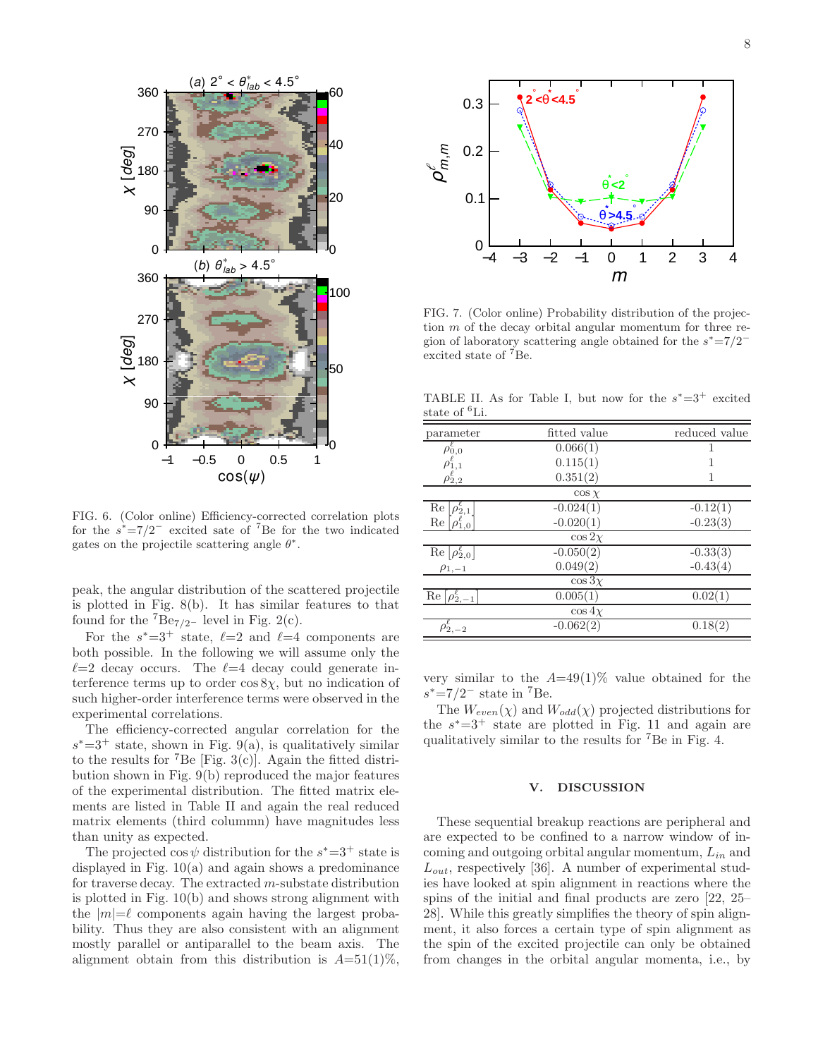FIG. 6. (Color online) Efficiency-corrected correlation plots for the $s^*$=7/2$^-$ excited sate of $^7$Be for the two indicated gates on the projectile scattering angle $\theta^*$.

FIG. 7. (Color online) Probability distribution of the projection $m$ of the decay orbital angular momentum for three region of laboratory scattering angle obtained for the $s^*$=7/2$^-$ excited state of $^7$Be.

peak, the angular distribution of the scattered projectile is plotted in Fig. 8(b). It has similar features to that found for the $^7$Be$_{7/2^-}$ level in Fig. 2(c).

For the $s^*$=3$^+$ state, $\ell$=2 and $\ell$=4 components are both possible. In the following we will assume only the $\ell$=2 decay occurs. The $\ell$=4 decay could generate interference terms up to order $\cos 8\chi$, but no indication of such higher-order interference terms were observed in the experimental correlations.

The efficiency-corrected angular correlation for the $s^*$=3$^+$ state, shown in Fig. 9(a), is qualitatively similar to the results for $^7$Be [Fig. 3(c)]. Again the fitted distribution shown in Fig. 9(b) reproduced the major features of the experimental distribution. The fitted matrix elements are listed in Table II and again the real reduced matrix elements (third colummn) have magnitudes less than unity as expected.

The projected $\cos\psi$ distribution for the $s^*$=3$^+$ state is displayed in Fig. 10(a) and again shows a predominance for traverse decay. The extracted $m$-substate distribution is plotted in Fig. 10(b) and shows strong alignment with the $|m|$=$\ell$ components again having the largest probability. Thus they are also consistent with an alignment mostly parallel or antiparallel to the beam axis. The alignment obtain from this distribution is $A$=51(1)%, very similar to the $A$=49(1)% value obtained for the $s^*$=7/2$^-$ state in $^7$Be.

TABLE II. As for Table I, but now for the $s^*$=3$^+$ excited state of $^6$Li.

| parameter | fitted value | reduced value |
|---|---|---|
| $\rho^{\ell}_{0,0}$ | 0.066(1) | 1 |
| $\rho^{\ell}_{1,1}$ | 0.115(1) | 1 |
| $\rho^{\ell}_{2,2}$ | 0.351(2) | 1 |
| | $\cos\chi$ | |
| Re $[\rho^{\ell}_{2,1}]$ | -0.024(1) | -0.12(1) |
| Re $[\rho^{\ell}_{1,0}]$ | -0.020(1) | -0.23(3) |
| | $\cos 2\chi$ | |
| Re $[\rho^{\ell}_{2,0}]$ | -0.050(2) | -0.33(3) |
| $\rho_{1,-1}$ | 0.049(2) | -0.43(4) |
| | $\cos 3\chi$ | |
| Re $[\rho^{\ell}_{2,-1}]$ | 0.005(1) | 0.02(1) |
| | $\cos 4\chi$ | |
| $\rho^{\ell}_{2,-2}$ | -0.062(2) | 0.18(2) |

The $W_{even}(\chi)$ and $W_{odd}(\chi)$ projected distributions for the $s^*$=3$^+$ state are plotted in Fig. 11 and again are qualitatively similar to the results for $^7$Be in Fig. 4.

## V. DISCUSSION

These sequential breakup reactions are peripheral and are expected to be confined to a narrow window of incoming and outgoing orbital angular momentum, $L_{in}$ and $L_{out}$, respectively [36]. A number of experimental studies have looked at spin alignment in reactions where the spins of the initial and final products are zero [22, 25–28]. While this greatly simplifies the theory of spin alignment, it also forces a certain type of spin alignment as the spin of the excited projectile can only be obtained from changes in the orbital angular momenta, i.e., by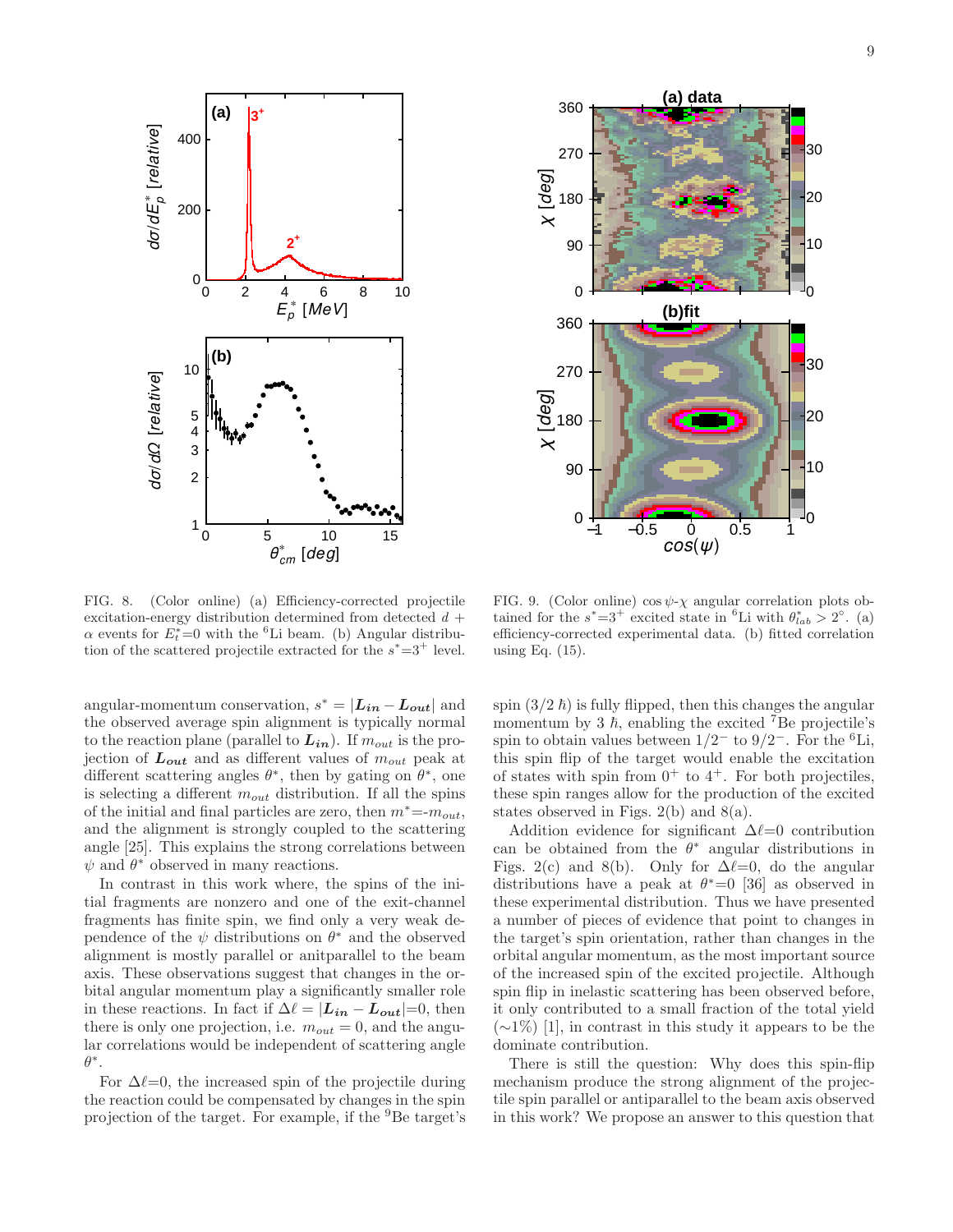FIG. 8. (Color online) (a) Efficiency-corrected projectile excitation-energy distribution determined from detected $d$ + $\alpha$ events for $E_t^*$=0 with the $^6$Li beam. (b) Angular distribution of the scattered projectile extracted for the $s^*$=3$^+$ level.

FIG. 9. (Color online) $\cos\psi$-$\chi$ angular correlation plots obtained for the $s^*$=3$^+$ excited state in $^6$Li with $\theta^*_{lab} > 2^\circ$. (a) efficiency-corrected experimental data. (b) fitted correlation using Eq. (15).

angular-momentum conservation, $s^* = |\boldsymbol{L_{in}} - \boldsymbol{L_{out}}|$ and the observed average spin alignment is typically normal to the reaction plane (parallel to $\boldsymbol{L_{in}}$). If $m_{out}$ is the projection of $\boldsymbol{L_{out}}$ and as different values of $m_{out}$ peak at different scattering angles $\theta^*$, then by gating on $\theta^*$, one is selecting a different $m_{out}$ distribution. If all the spins of the initial and final particles are zero, then $m^*$=-$m_{out}$, and the alignment is strongly coupled to the scattering angle [25]. This explains the strong correlations between $\psi$ and $\theta^*$ observed in many reactions.

In contrast in this work where, the spins of the initial fragments are nonzero and one of the exit-channel fragments has finite spin, we find only a very weak dependence of the $\psi$ distributions on $\theta^*$ and the observed alignment is mostly parallel or anitparallel to the beam axis. These observations suggest that changes in the orbital angular momentum play a significantly smaller role in these reactions. In fact if $\Delta\ell = |\boldsymbol{L_{in}} - \boldsymbol{L_{out}}|$=0, then there is only one projection, i.e. $m_{out} = 0$, and the angular correlations would be independent of scattering angle $\theta^*$.

For $\Delta\ell$=0, the increased spin of the projectile during the reaction could be compensated by changes in the spin projection of the target. For example, if the $^9$Be target's spin ($3/2\,\hbar$) is fully flipped, then this changes the angular momentum by 3 $\hbar$, enabling the excited $^7$Be projectile's spin to obtain values between $1/2^-$ to $9/2^-$. For the $^6$Li, this spin flip of the target would enable the excitation of states with spin from $0^+$ to $4^+$. For both projectiles, these spin ranges allow for the production of the excited states observed in Figs. 2(b) and 8(a).

Addition evidence for significant $\Delta\ell$=0 contribution can be obtained from the $\theta^*$ angular distributions in Figs. 2(c) and 8(b). Only for $\Delta\ell$=0, do the angular distributions have a peak at $\theta^*$=0 [36] as observed in these experimental distribution. Thus we have presented a number of pieces of evidence that point to changes in the target's spin orientation, rather than changes in the orbital angular momentum, as the most important source of the increased spin of the excited projectile. Although spin flip in inelastic scattering has been observed before, it only contributed to a small fraction of the total yield (~1%) [1], in contrast in this study it appears to be the dominate contribution.

There is still the question: Why does this spin-flip mechanism produce the strong alignment of the projectile spin parallel or antiparallel to the beam axis observed in this work? We propose an answer to this question that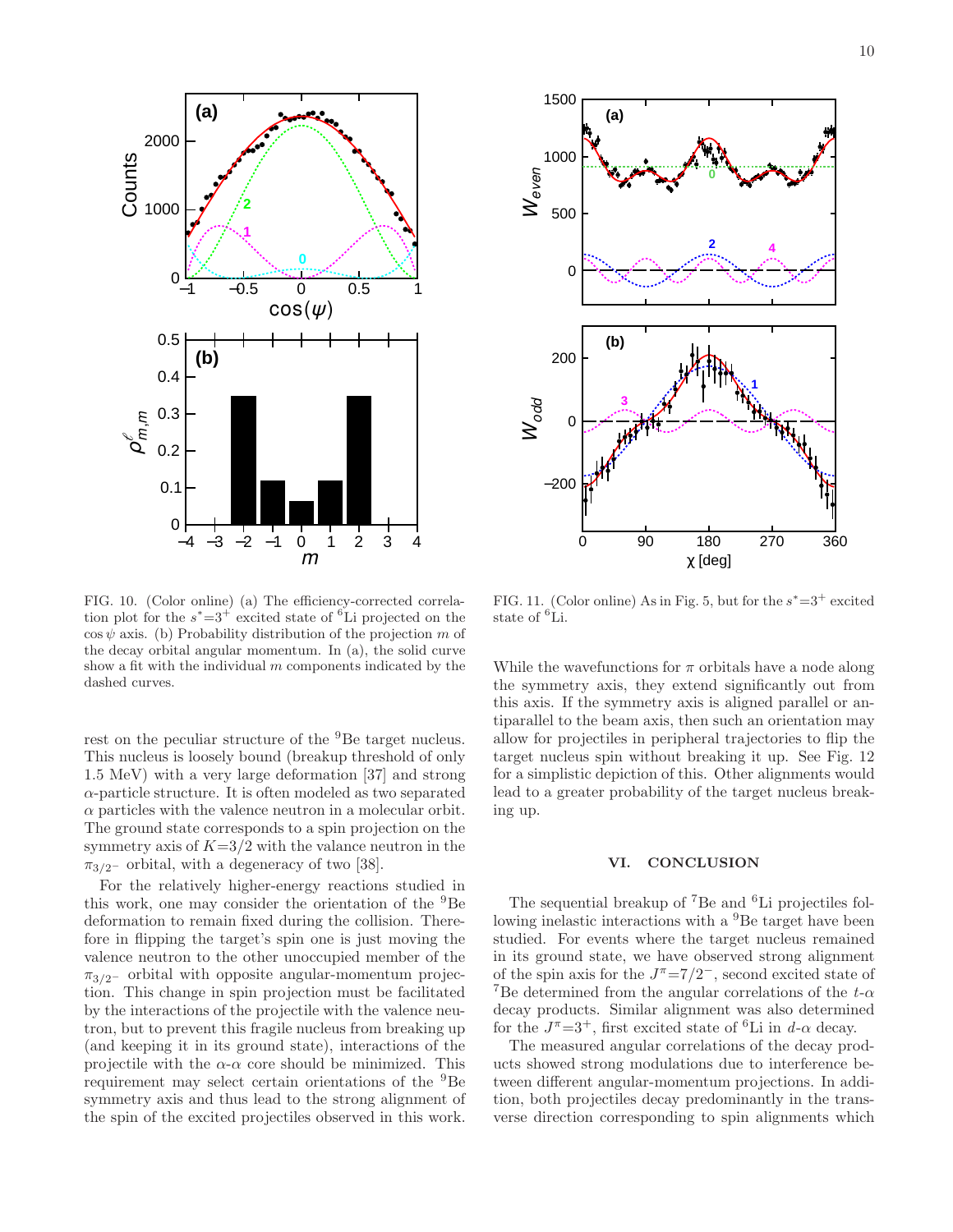FIG. 10. (Color online) (a) The efficiency-corrected correlation plot for the $s^*$=$3^+$ excited state of $^6$Li projected on the $\cos\psi$ axis. (b) Probability distribution of the projection $m$ of the decay orbital angular momentum. In (a), the solid curve show a fit with the individual $m$ components indicated by the dashed curves.

FIG. 11. (Color online) As in Fig. 5, but for the $s^*$=$3^+$ excited state of $^6$Li.

rest on the peculiar structure of the $^9$Be target nucleus. This nucleus is loosely bound (breakup threshold of only 1.5 MeV) with a very large deformation [37] and strong $\alpha$-particle structure. It is often modeled as two separated $\alpha$ particles with the valence neutron in a molecular orbit. The ground state corresponds to a spin projection on the symmetry axis of $K$=3/2 with the valance neutron in the $\pi_{3/2^-}$ orbital, with a degeneracy of two [38].

For the relatively higher-energy reactions studied in this work, one may consider the orientation of the $^9$Be deformation to remain fixed during the collision. Therefore in flipping the target's spin one is just moving the valence neutron to the other unoccupied member of the $\pi_{3/2^-}$ orbital with opposite angular-momentum projection. This change in spin projection must be facilitated by the interactions of the projectile with the valence neutron, but to prevent this fragile nucleus from breaking up (and keeping it in its ground state), interactions of the projectile with the $\alpha$-$\alpha$ core should be minimized. This requirement may select certain orientations of the $^9$Be symmetry axis and thus lead to the strong alignment of the spin of the excited projectiles observed in this work.

While the wavefunctions for $\pi$ orbitals have a node along the symmetry axis, they extend significantly out from this axis. If the symmetry axis is aligned parallel or antiparallel to the beam axis, then such an orientation may allow for projectiles in peripheral trajectories to flip the target nucleus spin without breaking it up. See Fig. 12 for a simplistic depiction of this. Other alignments would lead to a greater probability of the target nucleus breaking up.

## VI. CONCLUSION

The sequential breakup of $^7$Be and $^6$Li projectiles following inelastic interactions with a $^9$Be target have been studied. For events where the target nucleus remained in its ground state, we have observed strong alignment of the spin axis for the $J^\pi$=$7/2^-$, second excited state of $^7$Be determined from the angular correlations of the $t$-$\alpha$ decay products. Similar alignment was also determined for the $J^\pi$=$3^+$, first excited state of $^6$Li in $d$-$\alpha$ decay.

The measured angular correlations of the decay products showed strong modulations due to interference between different angular-momentum projections. In addition, both projectiles decay predominantly in the transverse direction corresponding to spin alignments which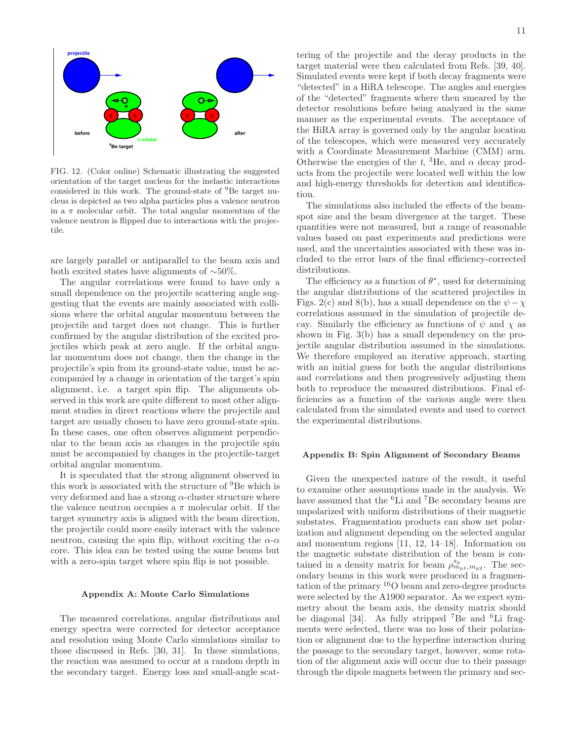FIG. 12. (Color online) Schematic illustrating the suggested orientation of the target nucleus for the inelastic interactions considered in this work. The ground-state of $^{9}$Be target nucleus is depicted as two alpha particles plus a valence neutron in a $\pi$ molecular orbit. The total angular momentum of the valence neutron is flipped due to interactions with the projectile.

are largely parallel or antiparallel to the beam axis and both excited states have alignments of $\sim$50%.

The angular correlations were found to have only a small dependence on the projectile scattering angle suggesting that the events are mainly associated with collisions where the orbital angular momentum between the projectile and target does not change. This is further confirmed by the angular distribution of the excited projectiles which peak at zero angle. If the orbital angular momentum does not change, then the change in the projectile's spin from its ground-state value, must be accompanied by a change in orientation of the target's spin alignment, i.e. a target spin flip. The alignments observed in this work are quite different to most other alignment studies in direct reactions where the projectile and target are usually chosen to have zero ground-state spin. In these cases, one often observes alignment perpendicular to the beam axis as changes in the projectile spin must be accompanied by changes in the projectile-target orbital angular momentum.

It is speculated that the strong alignment observed in this work is associated with the structure of $^{9}$Be which is very deformed and has a strong $\alpha$-cluster structure where the valence neutron occupies a $\pi$ molecular orbit. If the target symmetry axis is aligned with the beam direction, the projectile could more easily interact with the valence neutron, causing the spin flip, without exciting the $\alpha$-$\alpha$ core. This idea can be tested using the same beams but with a zero-spin target where spin flip is not possible.

### Appendix A: Monte Carlo Simulations

The measured correlations, angular distributions and energy spectra were corrected for detector acceptance and resolution using Monte Carlo simulations similar to those discussed in Refs. [30, 31]. In these simulations, the reaction was assumed to occur at a random depth in the secondary target. Energy loss and small-angle scattering of the projectile and the decay products in the target material were then calculated from Refs. [39, 40]. Simulated events were kept if both decay fragments were "detected" in a HiRA telescope. The angles and energies of the "detected" fragments where then smeared by the detector resolutions before being analyzed in the same manner as the experimental events. The acceptance of the HiRA array is governed only by the angular location of the telescopes, which were measured very accurately with a Coordinate Measurement Machine (CMM) arm. Otherwise the energies of the $t$, $^{3}$He, and $\alpha$ decay products from the projectile were located well within the low and high-energy thresholds for detection and identification.

The simulations also included the effects of the beam-spot size and the beam divergence at the target. These quantities were not measured, but a range of reasonable values based on past experiments and predictions were used, and the uncertainties associated with these was included to the error bars of the final efficiency-corrected distributions.

The efficiency as a function of $\theta^{*}$, used for determining the angular distributions of the scattered projectiles in Figs. 2(c) and 8(b), has a small dependence on the $\psi-\chi$ correlations assumed in the simulation of projectile decay. Similarly the efficiency as functions of $\psi$ and $\chi$ as shown in Fig. 3(b) has a small dependency on the projectile angular distribution assumed in the simulations. We therefore employed an iterative approach, starting with an initial guess for both the angular distributions and correlations and then progressively adjusting them both to reproduce the measured distributions. Final efficiencies as a function of the various angle were then calculated from the simulated events and used to correct the experimental distributions.

### Appendix B: Spin Alignment of Secondary Beams

Given the unexpected nature of the result, it useful to examine other assumptions made in the analysis. We have assumed that the $^{6}$Li and $^{7}$Be secondary beams are unpolarized with uniform distributions of their magnetic substates. Fragmentation products can show net polarization and alignment depending on the selected angular and momentum regions [11, 12, 14–18]. Information on the magnetic substate distribution of the beam is contained in a density matrix for beam $\rho^{s_p}_{m_{p1},m_{p2}}$. The secondary beams in this work were produced in a fragmentation of the primary $^{16}$O beam and zero-degree products were selected by the A1900 separator. As we expect symmetry about the beam axis, the density matrix should be diagonal [34]. As fully stripped $^{7}$Be and $^{6}$Li fragments were selected, there was no loss of their polarization or alignment due to the hyperfine interaction during the passage to the secondary target, however, some rotation of the alignment axis will occur due to their passage through the dipole magnets between the primary and sec-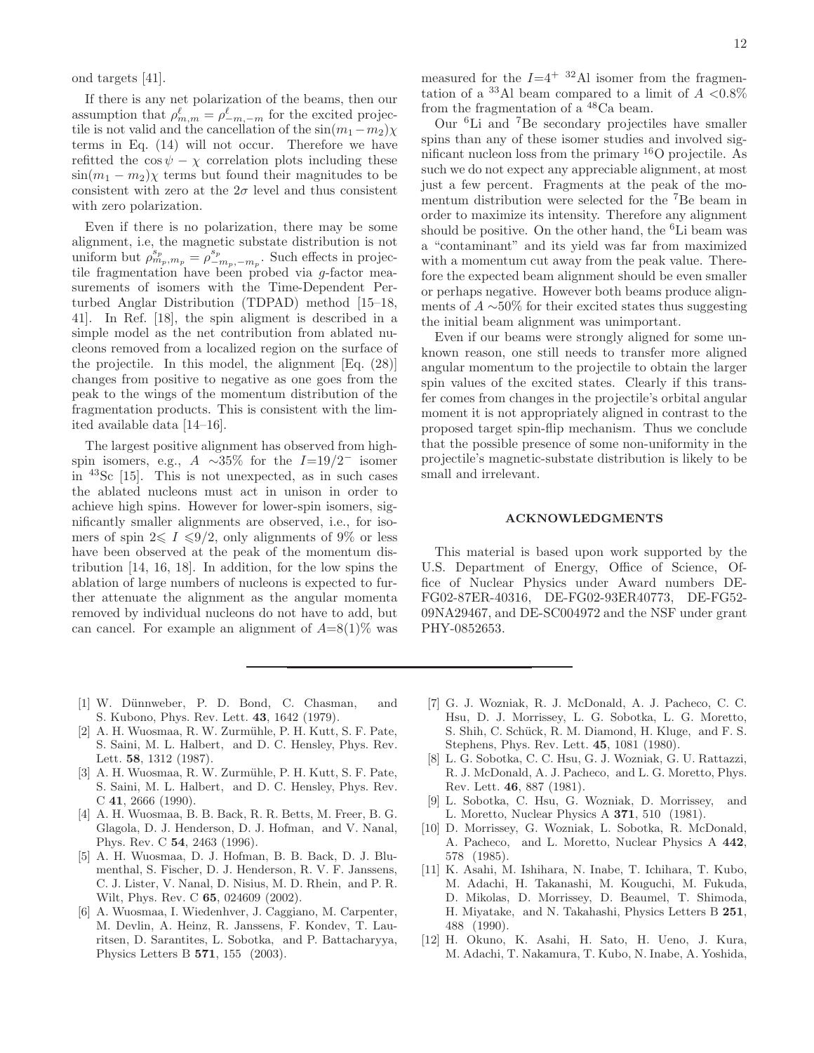ond targets [41].

If there is any net polarization of the beams, then our assumption that $\rho^{\ell}_{m,m} = \rho^{\ell}_{-m,-m}$ for the excited projectile is not valid and the cancellation of the $\sin(m_1 - m_2)\chi$ terms in Eq. (14) will not occur. Therefore we have refitted the $\cos\psi - \chi$ correlation plots including these $\sin(m_1 - m_2)\chi$ terms but found their magnitudes to be consistent with zero at the $2\sigma$ level and thus consistent with zero polarization.

Even if there is no polarization, there may be some alignment, i.e, the magnetic substate distribution is not uniform but $\rho^{s_p}_{m_p,m_p} = \rho^{s_p}_{-m_p,-m_p}$. Such effects in projectile fragmentation have been probed via $g$-factor measurements of isomers with the Time-Dependent Perturbed Anglar Distribution (TDPAD) method [15–18, 41]. In Ref. [18], the spin aligment is described in a simple model as the net contribution from ablated nucleons removed from a localized region on the surface of the projectile. In this model, the alignment [Eq. (28)] changes from positive to negative as one goes from the peak to the wings of the momentum distribution of the fragmentation products. This is consistent with the limited available data [14–16].

The largest positive alignment has observed from high-spin isomers, e.g., $A$ $\sim$35% for the $I$=19/2$^-$ isomer in $^{43}$Sc [15]. This is not unexpected, as in such cases the ablated nucleons must act in unison in order to achieve high spins. However for lower-spin isomers, significantly smaller alignments are observed, i.e., for isomers of spin $2 \leqslant I \leqslant 9/2$, only alignments of 9% or less have been observed at the peak of the momentum distribution [14, 16, 18]. In addition, for the low spins the ablation of large numbers of nucleons is expected to further attenuate the alignment as the angular momenta removed by individual nucleons do not have to add, but can cancel. For example an alignment of $A$=8(1)% was measured for the $I$=4$^+$ $^{32}$Al isomer from the fragmentation of a $^{33}$Al beam compared to a limit of $A$ <0.8% from the fragmentation of a $^{48}$Ca beam.

Our $^6$Li and $^7$Be secondary projectiles have smaller spins than any of these isomer studies and involved significant nucleon loss from the primary $^{16}$O projectile. As such we do not expect any appreciable alignment, at most just a few percent. Fragments at the peak of the momentum distribution were selected for the $^7$Be beam in order to maximize its intensity. Therefore any alignment should be positive. On the other hand, the $^6$Li beam was a "contaminant" and its yield was far from maximized with a momentum cut away from the peak value. Therefore the expected beam alignment should be even smaller or perhaps negative. However both beams produce alignments of $A$ $\sim$50% for their excited states thus suggesting the initial beam alignment was unimportant.

Even if our beams were strongly aligned for some unknown reason, one still needs to transfer more aligned angular momentum to the projectile to obtain the larger spin values of the excited states. Clearly if this transfer comes from changes in the projectile's orbital angular moment it is not appropriately aligned in contrast to the proposed target spin-flip mechanism. Thus we conclude that the possible presence of some non-uniformity in the projectile's magnetic-substate distribution is likely to be small and irrelevant.

## ACKNOWLEDGMENTS

This material is based upon work supported by the U.S. Department of Energy, Office of Science, Office of Nuclear Physics under Award numbers DE-FG02-87ER-40316, DE-FG02-93ER40773, DE-FG52-09NA29467, and DE-SC004972 and the NSF under grant PHY-0852653.

---

[1] W. Dünnweber, P. D. Bond, C. Chasman, and S. Kubono, Phys. Rev. Lett. **43**, 1642 (1979).

[2] A. H. Wuosmaa, R. W. Zurmühle, P. H. Kutt, S. F. Pate, S. Saini, M. L. Halbert, and D. C. Hensley, Phys. Rev. Lett. **58**, 1312 (1987).

[3] A. H. Wuosmaa, R. W. Zurmühle, P. H. Kutt, S. F. Pate, S. Saini, M. L. Halbert, and D. C. Hensley, Phys. Rev. C **41**, 2666 (1990).

[4] A. H. Wuosmaa, B. B. Back, R. R. Betts, M. Freer, B. G. Glagola, D. J. Henderson, D. J. Hofman, and V. Nanal, Phys. Rev. C **54**, 2463 (1996).

[5] A. H. Wuosmaa, D. J. Hofman, B. B. Back, D. J. Blumenthal, S. Fischer, D. J. Henderson, R. V. F. Janssens, C. J. Lister, V. Nanal, D. Nisius, M. D. Rhein, and P. R. Wilt, Phys. Rev. C **65**, 024609 (2002).

[6] A. Wuosmaa, I. Wiedenhver, J. Caggiano, M. Carpenter, M. Devlin, A. Heinz, R. Janssens, F. Kondev, T. Lauritsen, D. Sarantites, L. Sobotka, and P. Battacharyya, Physics Letters B **571**, 155 (2003).

[7] G. J. Wozniak, R. J. McDonald, A. J. Pacheco, C. C. Hsu, D. J. Morrissey, L. G. Sobotka, L. G. Moretto, S. Shih, C. Schück, R. M. Diamond, H. Kluge, and F. S. Stephens, Phys. Rev. Lett. **45**, 1081 (1980).

[8] L. G. Sobotka, C. C. Hsu, G. J. Wozniak, G. U. Rattazzi, R. J. McDonald, A. J. Pacheco, and L. G. Moretto, Phys. Rev. Lett. **46**, 887 (1981).

[9] L. Sobotka, C. Hsu, G. Wozniak, D. Morrissey, and L. Moretto, Nuclear Physics A **371**, 510 (1981).

[10] D. Morrissey, G. Wozniak, L. Sobotka, R. McDonald, A. Pacheco, and L. Moretto, Nuclear Physics A **442**, 578 (1985).

[11] K. Asahi, M. Ishihara, N. Inabe, T. Ichihara, T. Kubo, M. Adachi, H. Takanashi, M. Kouguchi, M. Fukuda, D. Mikolas, D. Morrissey, D. Beaumel, T. Shimoda, H. Miyatake, and N. Takahashi, Physics Letters B **251**, 488 (1990).

[12] H. Okuno, K. Asahi, H. Sato, H. Ueno, J. Kura, M. Adachi, T. Nakamura, T. Kubo, N. Inabe, A. Yoshida,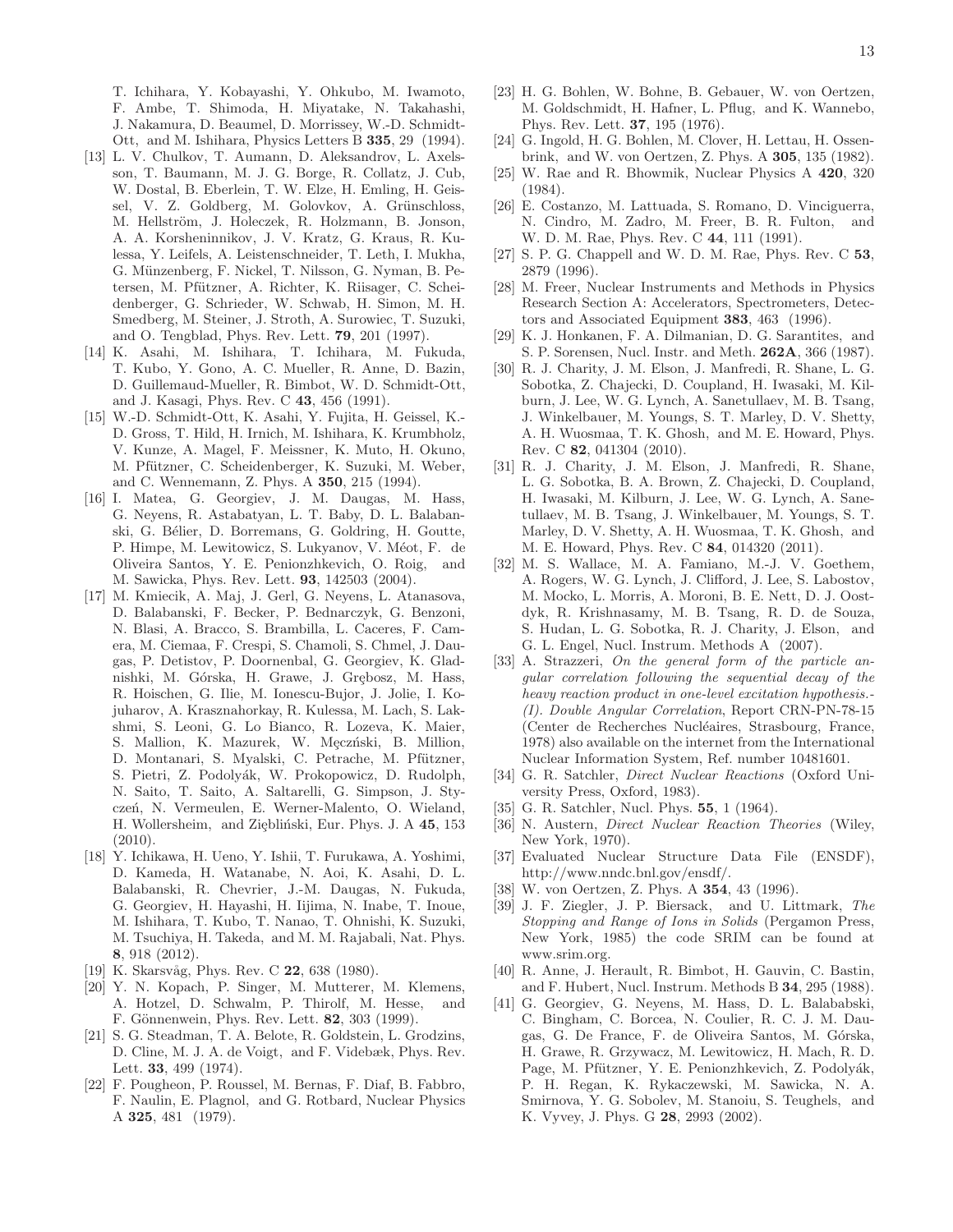T. Ichihara, Y. Kobayashi, Y. Ohkubo, M. Iwamoto, F. Ambe, T. Shimoda, H. Miyatake, N. Takahashi, J. Nakamura, D. Beaumel, D. Morrissey, W.-D. Schmidt-Ott, and M. Ishihara, Physics Letters B **335**, 29 (1994).

[13] L. V. Chulkov, T. Aumann, D. Aleksandrov, L. Axelsson, T. Baumann, M. J. G. Borge, R. Collatz, J. Cub, W. Dostal, B. Eberlein, T. W. Elze, H. Emling, H. Geissel, V. Z. Goldberg, M. Golovkov, A. Grünschloss, M. Hellström, J. Holeczek, R. Holzmann, B. Jonson, A. A. Korsheninnikov, J. V. Kratz, G. Kraus, R. Kulessa, Y. Leifels, A. Leistenschneider, T. Leth, I. Mukha, G. Münzenberg, F. Nickel, T. Nilsson, G. Nyman, B. Petersen, M. Pfützner, A. Richter, K. Riisager, C. Scheidenberger, G. Schrieder, W. Schwab, H. Simon, M. H. Smedberg, M. Steiner, J. Stroth, A. Surowiec, T. Suzuki, and O. Tengblad, Phys. Rev. Lett. **79**, 201 (1997).

[14] K. Asahi, M. Ishihara, T. Ichihara, M. Fukuda, T. Kubo, Y. Gono, A. C. Mueller, R. Anne, D. Bazin, D. Guillemaud-Mueller, R. Bimbot, W. D. Schmidt-Ott, and J. Kasagi, Phys. Rev. C **43**, 456 (1991).

[15] W.-D. Schmidt-Ott, K. Asahi, Y. Fujita, H. Geissel, K.-D. Gross, T. Hild, H. Irnich, M. Ishihara, K. Krumbholz, V. Kunze, A. Magel, F. Meissner, K. Muto, H. Okuno, M. Pfützner, C. Scheidenberger, K. Suzuki, M. Weber, and C. Wennemann, Z. Phys. A **350**, 215 (1994).

[16] I. Matea, G. Georgiev, J. M. Daugas, M. Hass, G. Neyens, R. Astabatyan, L. T. Baby, D. L. Balabanski, G. Bélier, D. Borremans, G. Goldring, H. Goutte, P. Himpe, M. Lewitowicz, S. Lukyanov, V. Méot, F. de Oliveira Santos, Y. E. Penionzhkevich, O. Roig, and M. Sawicka, Phys. Rev. Lett. **93**, 142503 (2004).

[17] M. Kmiecik, A. Maj, J. Gerl, G. Neyens, L. Atanasova, D. Balabanski, F. Becker, P. Bednarczyk, G. Benzoni, N. Blasi, A. Bracco, S. Brambilla, L. Caceres, F. Camera, M. Ciemaa, F. Crespi, S. Chamoli, S. Chmel, J. Daugas, P. Detistov, P. Doornenbal, G. Georgiev, K. Gladnishki, M. Górska, H. Grawe, J. Grębosz, M. Hass, R. Hoischen, G. Ilie, M. Ionescu-Bujor, J. Jolie, I. Kojuharov, A. Krasznahorkay, R. Kulessa, M. Lach, S. Lakshmi, S. Leoni, G. Lo Bianco, R. Lozeva, K. Maier, S. Mallion, K. Mazurek, W. Męczński, B. Million, D. Montanari, S. Myalski, C. Petrache, M. Pfützner, S. Pietri, Z. Podolyák, W. Prokopowicz, D. Rudolph, N. Saito, T. Saito, A. Saltarelli, G. Simpson, J. Styczeń, N. Vermeulen, E. Werner-Malento, O. Wieland, H. Wollersheim, and Ziębliński, Eur. Phys. J. A **45**, 153 (2010).

[18] Y. Ichikawa, H. Ueno, Y. Ishii, T. Furukawa, A. Yoshimi, D. Kameda, H. Watanabe, N. Aoi, K. Asahi, D. L. Balabanski, R. Chevrier, J.-M. Daugas, N. Fukuda, G. Georgiev, H. Hayashi, H. Iijima, N. Inabe, T. Inoue, M. Ishihara, T. Kubo, T. Nanao, T. Ohnishi, K. Suzuki, M. Tsuchiya, H. Takeda, and M. M. Rajabali, Nat. Phys. **8**, 918 (2012).

[19] K. Skarsvåg, Phys. Rev. C **22**, 638 (1980).

[20] Y. N. Kopach, P. Singer, M. Mutterer, M. Klemens, A. Hotzel, D. Schwalm, P. Thirolf, M. Hesse, and F. Gönnenwein, Phys. Rev. Lett. **82**, 303 (1999).

[21] S. G. Steadman, T. A. Belote, R. Goldstein, L. Grodzins, D. Cline, M. J. A. de Voigt, and F. Videbæk, Phys. Rev. Lett. **33**, 499 (1974).

[22] F. Pougheon, P. Roussel, M. Bernas, F. Diaf, B. Fabbro, F. Naulin, E. Plagnol, and G. Rotbard, Nuclear Physics A **325**, 481 (1979).

[23] H. G. Bohlen, W. Bohne, B. Gebauer, W. von Oertzen, M. Goldschmidt, H. Hafner, L. Pflug, and K. Wannebo, Phys. Rev. Lett. **37**, 195 (1976).

[24] G. Ingold, H. G. Bohlen, M. Clover, H. Lettau, H. Ossenbrink, and W. von Oertzen, Z. Phys. A **305**, 135 (1982).

[25] W. Rae and R. Bhowmik, Nuclear Physics A **420**, 320 (1984).

[26] E. Costanzo, M. Lattuada, S. Romano, D. Vinciguerra, N. Cindro, M. Zadro, M. Freer, B. R. Fulton, and W. D. M. Rae, Phys. Rev. C **44**, 111 (1991).

[27] S. P. G. Chappell and W. D. M. Rae, Phys. Rev. C **53**, 2879 (1996).

[28] M. Freer, Nuclear Instruments and Methods in Physics Research Section A: Accelerators, Spectrometers, Detectors and Associated Equipment **383**, 463 (1996).

[29] K. J. Honkanen, F. A. Dilmanian, D. G. Sarantites, and S. P. Sorensen, Nucl. Instr. and Meth. **262A**, 366 (1987).

[30] R. J. Charity, J. M. Elson, J. Manfredi, R. Shane, L. G. Sobotka, Z. Chajecki, D. Coupland, H. Iwasaki, M. Kilburn, J. Lee, W. G. Lynch, A. Sanetullaev, M. B. Tsang, J. Winkelbauer, M. Youngs, S. T. Marley, D. V. Shetty, A. H. Wuosmaa, T. K. Ghosh, and M. E. Howard, Phys. Rev. C **82**, 041304 (2010).

[31] R. J. Charity, J. M. Elson, J. Manfredi, R. Shane, L. G. Sobotka, B. A. Brown, Z. Chajecki, D. Coupland, H. Iwasaki, M. Kilburn, J. Lee, W. G. Lynch, A. Sanetullaev, M. B. Tsang, J. Winkelbauer, M. Youngs, S. T. Marley, D. V. Shetty, A. H. Wuosmaa, T. K. Ghosh, and M. E. Howard, Phys. Rev. C **84**, 014320 (2011).

[32] M. S. Wallace, M. A. Famiano, M.-J. V. Goethem, A. Rogers, W. G. Lynch, J. Clifford, J. Lee, S. Labostov, M. Mocko, L. Morris, A. Moroni, B. E. Nett, D. J. Oostdyk, R. Krishnasamy, M. B. Tsang, R. D. de Souza, S. Hudan, L. G. Sobotka, R. J. Charity, J. Elson, and G. L. Engel, Nucl. Instrum. Methods A (2007).

[33] A. Strazzeri, *On the general form of the particle angular correlation following the sequential decay of the heavy reaction product in one-level excitation hypothesis.- (I). Double Angular Correlation*, Report CRN-PN-78-15 (Center de Recherches Nucléaires, Strasbourg, France, 1978) also available on the internet from the International Nuclear Information System, Ref. number 10481601.

[34] G. R. Satchler, *Direct Nuclear Reactions* (Oxford University Press, Oxford, 1983).

[35] G. R. Satchler, Nucl. Phys. **55**, 1 (1964).

[36] N. Austern, *Direct Nuclear Reaction Theories* (Wiley, New York, 1970).

[37] Evaluated Nuclear Structure Data File (ENSDF), http://www.nndc.bnl.gov/ensdf/.

[38] W. von Oertzen, Z. Phys. A **354**, 43 (1996).

[39] J. F. Ziegler, J. P. Biersack, and U. Littmark, *The Stopping and Range of Ions in Solids* (Pergamon Press, New York, 1985) the code SRIM can be found at www.srim.org.

[40] R. Anne, J. Herault, R. Bimbot, H. Gauvin, C. Bastin, and F. Hubert, Nucl. Instrum. Methods B **34**, 295 (1988).

[41] G. Georgiev, G. Neyens, M. Hass, D. L. Balababski, C. Bingham, C. Borcea, N. Coulier, R. C. J. M. Daugas, G. De France, F. de Oliveira Santos, M. Górska, H. Grawe, R. Grzywacz, M. Lewitowicz, H. Mach, R. D. Page, M. Pfützner, Y. E. Penionzhkevich, Z. Podolyák, P. H. Regan, K. Rykaczewski, M. Sawicka, N. A. Smirnova, Y. G. Sobolev, M. Stanoiu, S. Teughels, and K. Vyvey, J. Phys. G **28**, 2993 (2002).